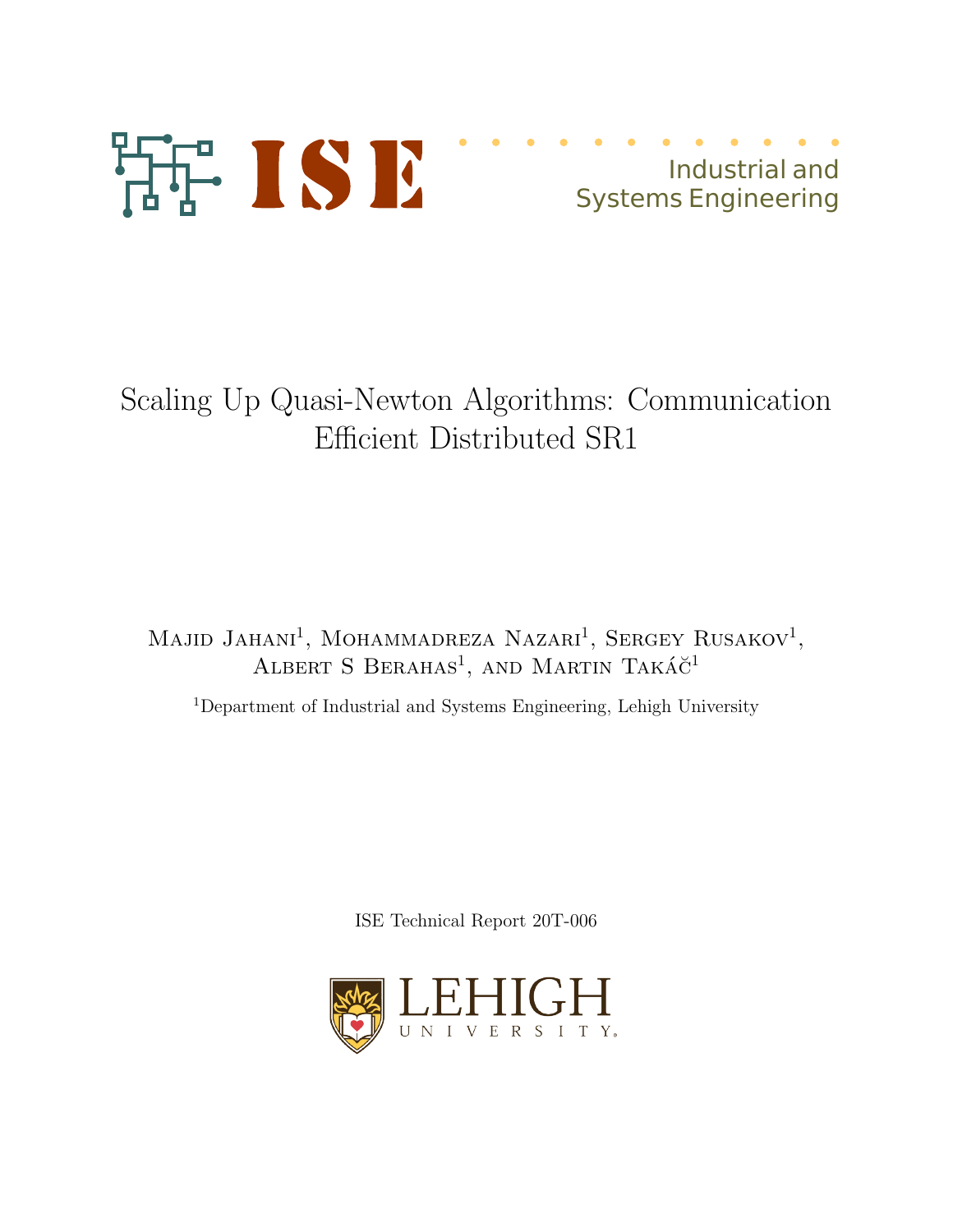ISE

Industrial and Systems Engineering

# Scaling Up Quasi-Newton Algorithms: Communication Efficient Distributed SR1

Majid Jahani[1], Mohammadreza Nazari[1], Sergey Rusakov[1], Albert S Berahas[1], and Martin Takáč[1]

[1]Department of Industrial and Systems Engineering, Lehigh University

ISE Technical Report 20T-006

LEHIGH UNIVERSITY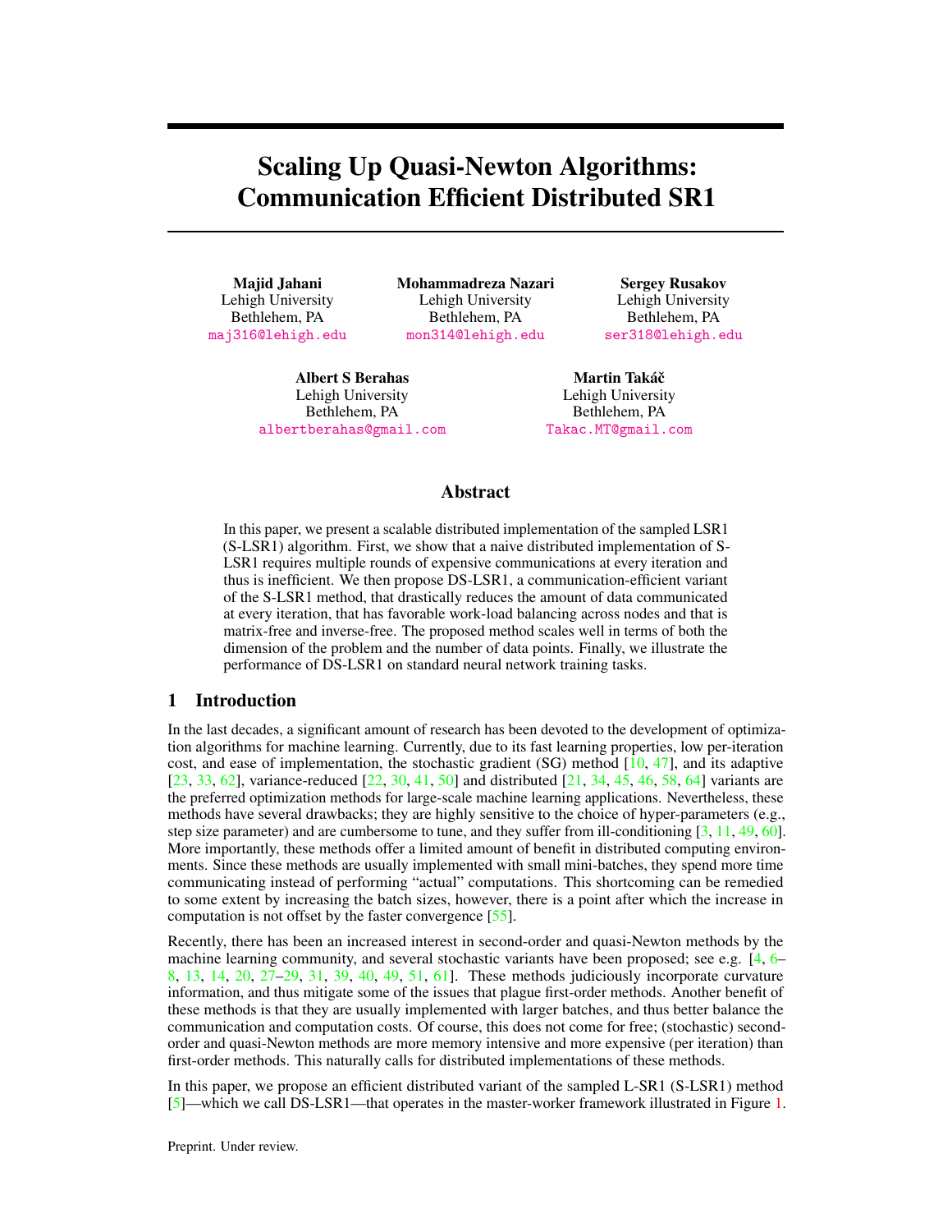# Scaling Up Quasi-Newton Algorithms: Communication Efficient Distributed SR1

**Majid Jahani**
Lehigh University
Bethlehem, PA
maj316@lehigh.edu

**Mohammadreza Nazari**
Lehigh University
Bethlehem, PA
mon314@lehigh.edu

**Sergey Rusakov**
Lehigh University
Bethlehem, PA
ser318@lehigh.edu

**Albert S Berahas**
Lehigh University
Bethlehem, PA
albertberahas@gmail.com

**Martin Takáč**
Lehigh University
Bethlehem, PA
Takac.MT@gmail.com

## Abstract

In this paper, we present a scalable distributed implementation of the sampled LSR1 (S-LSR1) algorithm. First, we show that a naive distributed implementation of S-LSR1 requires multiple rounds of expensive communications at every iteration and thus is inefficient. We then propose DS-LSR1, a communication-efficient variant of the S-LSR1 method, that drastically reduces the amount of data communicated at every iteration, that has favorable work-load balancing across nodes and that is matrix-free and inverse-free. The proposed method scales well in terms of both the dimension of the problem and the number of data points. Finally, we illustrate the performance of DS-LSR1 on standard neural network training tasks.

## 1 Introduction

In the last decades, a significant amount of research has been devoted to the development of optimization algorithms for machine learning. Currently, due to its fast learning properties, low per-iteration cost, and ease of implementation, the stochastic gradient (SG) method [10, 47], and its adaptive [23, 33, 62], variance-reduced [22, 30, 41, 50] and distributed [21, 34, 45, 46, 58, 64] variants are the preferred optimization methods for large-scale machine learning applications. Nevertheless, these methods have several drawbacks; they are highly sensitive to the choice of hyper-parameters (e.g., step size parameter) and are cumbersome to tune, and they suffer from ill-conditioning [3, 11, 49, 60]. More importantly, these methods offer a limited amount of benefit in distributed computing environments. Since these methods are usually implemented with small mini-batches, they spend more time communicating instead of performing "actual" computations. This shortcoming can be remedied to some extent by increasing the batch sizes, however, there is a point after which the increase in computation is not offset by the faster convergence [55].

Recently, there has been an increased interest in second-order and quasi-Newton methods by the machine learning community, and several stochastic variants have been proposed; see e.g. [4, 6–8, 13, 14, 20, 27–29, 31, 39, 40, 49, 51, 61]. These methods judiciously incorporate curvature information, and thus mitigate some of the issues that plague first-order methods. Another benefit of these methods is that they are usually implemented with larger batches, and thus better balance the communication and computation costs. Of course, this does not come for free; (stochastic) second-order and quasi-Newton methods are more memory intensive and more expensive (per iteration) than first-order methods. This naturally calls for distributed implementations of these methods.

In this paper, we propose an efficient distributed variant of the sampled L-SR1 (S-LSR1) method [5]—which we call DS-LSR1—that operates in the master-worker framework illustrated in Figure 1.

Preprint. Under review.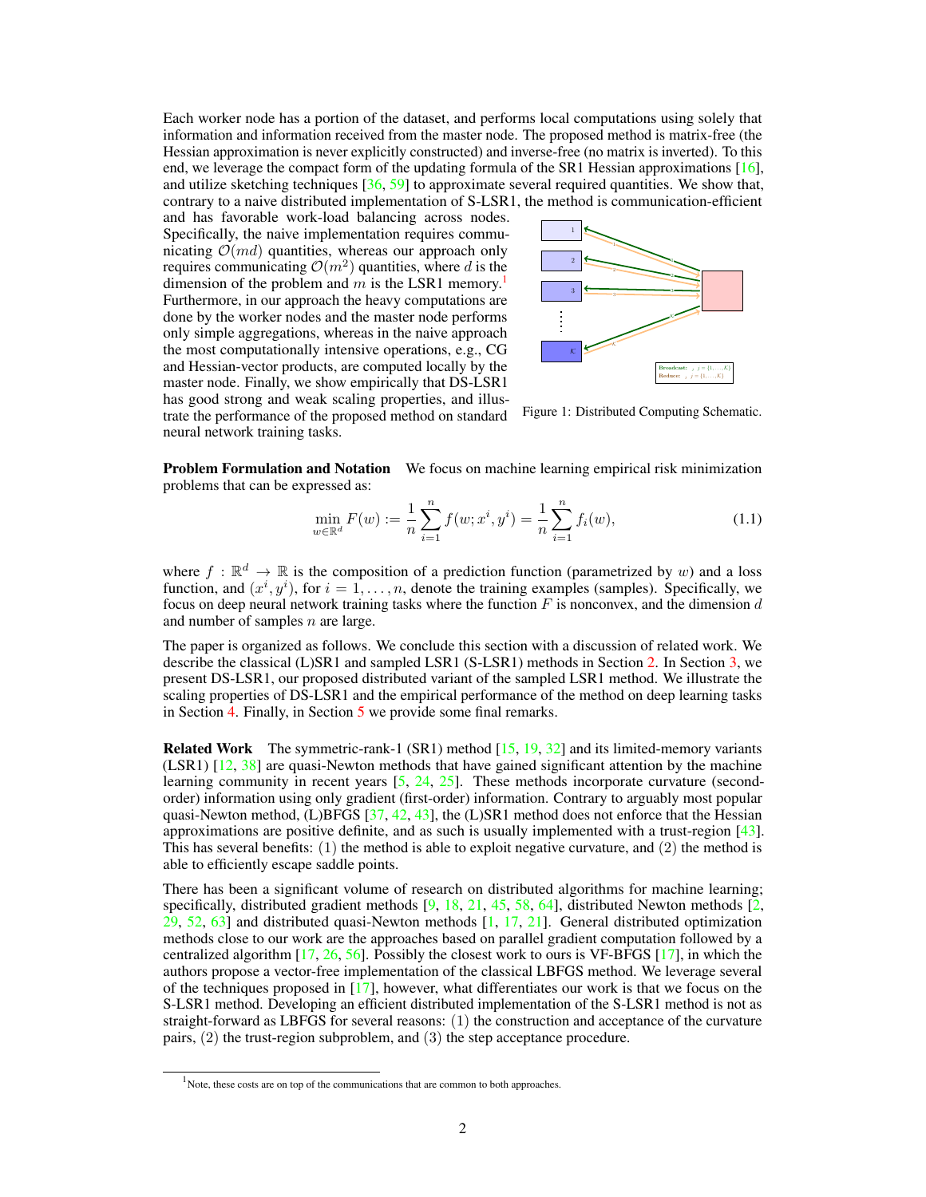Each worker node has a portion of the dataset, and performs local computations using solely that information and information received from the master node. The proposed method is matrix-free (the Hessian approximation is never explicitly constructed) and inverse-free (no matrix is inverted). To this end, we leverage the compact form of the updating formula of the SR1 Hessian approximations [16], and utilize sketching techniques [36, 59] to approximate several required quantities. We show that, contrary to a naive distributed implementation of S-LSR1, the method is communication-efficient and has favorable work-load balancing across nodes. Specifically, the naive implementation requires communicating $\mathcal{O}(md)$ quantities, whereas our approach only requires communicating $\mathcal{O}(m^2)$ quantities, where $d$ is the dimension of the problem and $m$ is the LSR1 memory.[1] Furthermore, in our approach the heavy computations are done by the worker nodes and the master node performs only simple aggregations, whereas in the naive approach the most computationally intensive operations, e.g., CG and Hessian-vector products, are computed locally by the master node. Finally, we show empirically that DS-LSR1 has good strong and weak scaling properties, and illustrate the performance of the proposed method on standard neural network training tasks.

Figure 1: Distributed Computing Schematic.

**Problem Formulation and Notation** We focus on machine learning empirical risk minimization problems that can be expressed as:

$$\min_{w \in \mathbb{R}^d} F(w) := \frac{1}{n}\sum_{i=1}^{n} f(w; x^i, y^i) = \frac{1}{n}\sum_{i=1}^{n} f_i(w), \tag{1.1}$$

where $f : \mathbb{R}^d \to \mathbb{R}$ is the composition of a prediction function (parametrized by $w$) and a loss function, and $(x^i, y^i)$, for $i = 1, \ldots, n$, denote the training examples (samples). Specifically, we focus on deep neural network training tasks where the function $F$ is nonconvex, and the dimension $d$ and number of samples $n$ are large.

The paper is organized as follows. We conclude this section with a discussion of related work. We describe the classical (L)SR1 and sampled LSR1 (S-LSR1) methods in Section 2. In Section 3, we present DS-LSR1, our proposed distributed variant of the sampled LSR1 method. We illustrate the scaling properties of DS-LSR1 and the empirical performance of the method on deep learning tasks in Section 4. Finally, in Section 5 we provide some final remarks.

**Related Work** The symmetric-rank-1 (SR1) method [15, 19, 32] and its limited-memory variants (LSR1) [12, 38] are quasi-Newton methods that have gained significant attention by the machine learning community in recent years [5, 24, 25]. These methods incorporate curvature (second-order) information using only gradient (first-order) information. Contrary to arguably most popular quasi-Newton method, (L)BFGS [37, 42, 43], the (L)SR1 method does not enforce that the Hessian approximations are positive definite, and as such is usually implemented with a trust-region [43]. This has several benefits: (1) the method is able to exploit negative curvature, and (2) the method is able to efficiently escape saddle points.

There has been a significant volume of research on distributed algorithms for machine learning; specifically, distributed gradient methods [9, 18, 21, 45, 58, 64], distributed Newton methods [2, 29, 52, 63] and distributed quasi-Newton methods [1, 17, 21]. General distributed optimization methods close to our work are the approaches based on parallel gradient computation followed by a centralized algorithm [17, 26, 56]. Possibly the closest work to ours is VF-BFGS [17], in which the authors propose a vector-free implementation of the classical LBFGS method. We leverage several of the techniques proposed in [17], however, what differentiates our work is that we focus on the S-LSR1 method. Developing an efficient distributed implementation of the S-LSR1 method is not as straight-forward as LBFGS for several reasons: (1) the construction and acceptance of the curvature pairs, (2) the trust-region subproblem, and (3) the step acceptance procedure.

[1] Note, these costs are on top of the communications that are common to both approaches.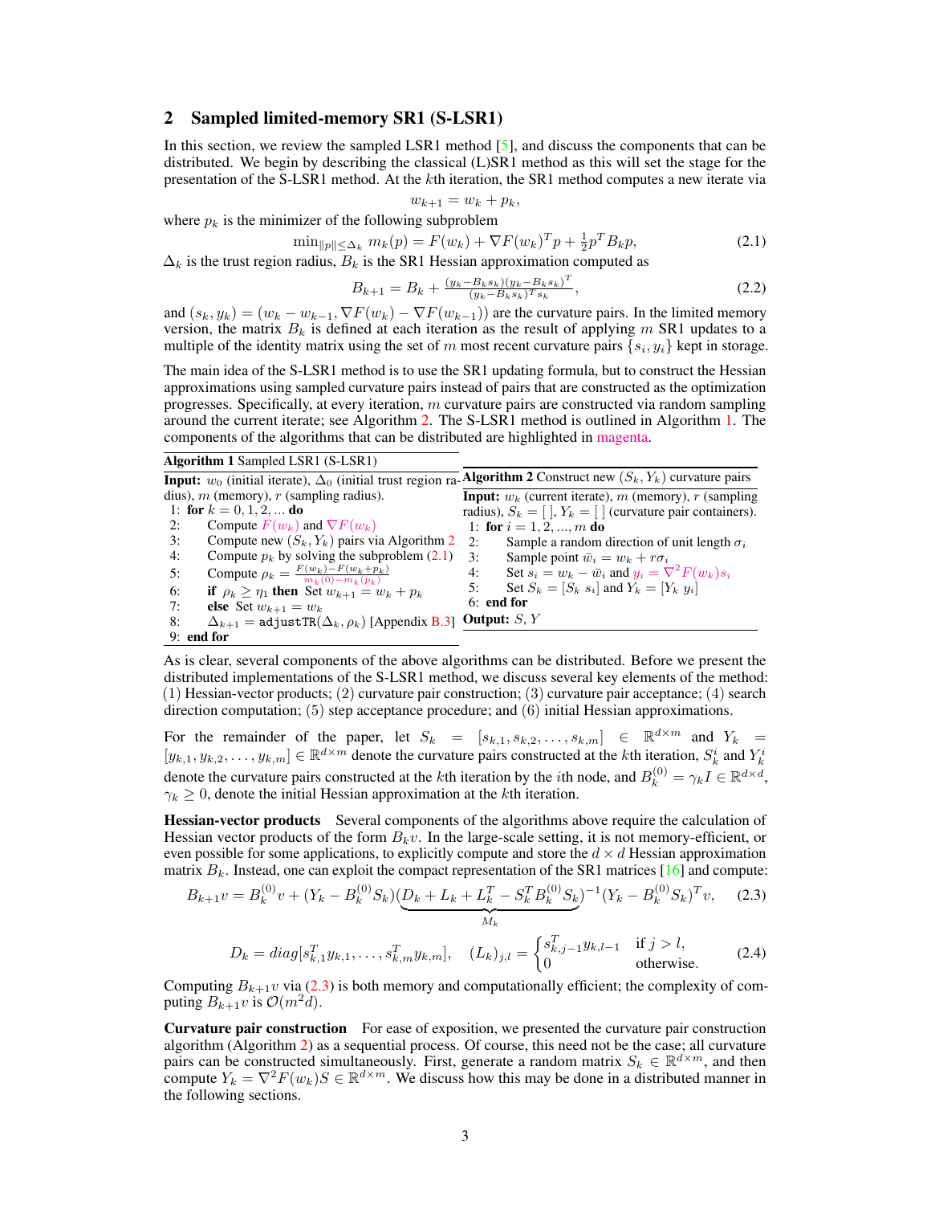## 2 Sampled limited-memory SR1 (S-LSR1)

In this section, we review the sampled LSR1 method [5], and discuss the components that can be distributed. We begin by describing the classical (L)SR1 method as this will set the stage for the presentation of the S-LSR1 method. At the $k$th iteration, the SR1 method computes a new iterate via

$$w_{k+1} = w_k + p_k,$$

where $p_k$ is the minimizer of the following subproblem

$$\min_{\|p\| \le \Delta_k} m_k(p) = F(w_k) + \nabla F(w_k)^T p + \tfrac{1}{2} p^T B_k p, \tag{2.1}$$

$\Delta_k$ is the trust region radius, $B_k$ is the SR1 Hessian approximation computed as

$$B_{k+1} = B_k + \frac{(y_k - B_k s_k)(y_k - B_k s_k)^T}{(y_k - B_k s_k)^T s_k}, \tag{2.2}$$

and $(s_k, y_k) = (w_k - w_{k-1}, \nabla F(w_k) - \nabla F(w_{k-1}))$ are the curvature pairs. In the limited memory version, the matrix $B_k$ is defined at each iteration as the result of applying $m$ SR1 updates to a multiple of the identity matrix using the set of $m$ most recent curvature pairs $\{s_i, y_i\}$ kept in storage.

The main idea of the S-LSR1 method is to use the SR1 updating formula, but to construct the Hessian approximations using sampled curvature pairs instead of pairs that are constructed as the optimization progresses. Specifically, at every iteration, $m$ curvature pairs are constructed via random sampling around the current iterate; see Algorithm 2. The S-LSR1 method is outlined in Algorithm 1. The components of the algorithms that can be distributed are highlighted in magenta.

**Algorithm 1** Sampled LSR1 (S-LSR1)

**Input:** $w_0$ (initial iterate), $\Delta_0$ (initial trust region radius), $m$ (memory), $r$ (sampling radius).

1: **for** $k = 0, 1, 2, ...$ **do**
2: Compute $F(w_k)$ and $\nabla F(w_k)$
3: Compute new $(S_k, Y_k)$ pairs via Algorithm 2
4: Compute $p_k$ by solving the subproblem (2.1)
5: Compute $\rho_k = \frac{F(w_k) - F(w_k + p_k)}{m_k(0) - m_k(p_k)}$
6: **if** $\rho_k \ge \eta_1$ **then** Set $w_{k+1} = w_k + p_k$
7: **else** Set $w_{k+1} = w_k$
8: $\Delta_{k+1} = \texttt{adjustTR}(\Delta_k, \rho_k)$ [Appendix B.3]
9: **end for**

**Algorithm 2** Construct new $(S_k, Y_k)$ curvature pairs

**Input:** $w_k$ (current iterate), $m$ (memory), $r$ (sampling radius), $S_k = [\,]$, $Y_k = [\,]$ (curvature pair containers).

1: **for** $i = 1, 2, ..., m$ **do**
2: Sample a random direction of unit length $\sigma_i$
3: Sample point $\bar{w}_i = w_k + r\sigma_i$
4: Set $s_i = w_k - \bar{w}_i$ and $y_i = \nabla^2 F(w_k) s_i$
5: Set $S_k = [S_k \; s_i]$ and $Y_k = [Y_k \; y_i]$
6: **end for**

**Output:** $S, Y$

As is clear, several components of the above algorithms can be distributed. Before we present the distributed implementations of the S-LSR1 method, we discuss several key elements of the method: (1) Hessian-vector products; (2) curvature pair construction; (3) curvature pair acceptance; (4) search direction computation; (5) step acceptance procedure; and (6) initial Hessian approximations.

For the remainder of the paper, let $S_k = [s_{k,1}, s_{k,2}, \ldots, s_{k,m}] \in \mathbb{R}^{d \times m}$ and $Y_k = [y_{k,1}, y_{k,2}, \ldots, y_{k,m}] \in \mathbb{R}^{d \times m}$ denote the curvature pairs constructed at the $k$th iteration, $S_k^i$ and $Y_k^i$ denote the curvature pairs constructed at the $k$th iteration by the $i$th node, and $B_k^{(0)} = \gamma_k I \in \mathbb{R}^{d \times d}$, $\gamma_k \ge 0$, denote the initial Hessian approximation at the $k$th iteration.

**Hessian-vector products** Several components of the algorithms above require the calculation of Hessian vector products of the form $B_k v$. In the large-scale setting, it is not memory-efficient, or even possible for some applications, to explicitly compute and store the $d \times d$ Hessian approximation matrix $B_k$. Instead, one can exploit the compact representation of the SR1 matrices [16] and compute:

$$B_{k+1} v = B_k^{(0)} v + (Y_k - B_k^{(0)} S_k) \underbrace{(D_k + L_k + L_k^T - S_k^T B_k^{(0)} S_k)}_{M_k}{}^{-1} (Y_k - B_k^{(0)} S_k)^T v, \tag{2.3}$$

$$D_k = diag[s_{k,1}^T y_{k,1}, \ldots, s_{k,m}^T y_{k,m}], \quad (L_k)_{j,l} = \begin{cases} s_{k,j-1}^T y_{k,l-1} & \text{if } j > l, \\ 0 & \text{otherwise.} \end{cases} \tag{2.4}$$

Computing $B_{k+1} v$ via (2.3) is both memory and computationally efficient; the complexity of computing $B_{k+1} v$ is $\mathcal{O}(m^2 d)$.

**Curvature pair construction** For ease of exposition, we presented the curvature pair construction algorithm (Algorithm 2) as a sequential process. Of course, this need not be the case; all curvature pairs can be constructed simultaneously. First, generate a random matrix $S_k \in \mathbb{R}^{d \times m}$, and then compute $Y_k = \nabla^2 F(w_k) S \in \mathbb{R}^{d \times m}$. We discuss how this may be done in a distributed manner in the following sections.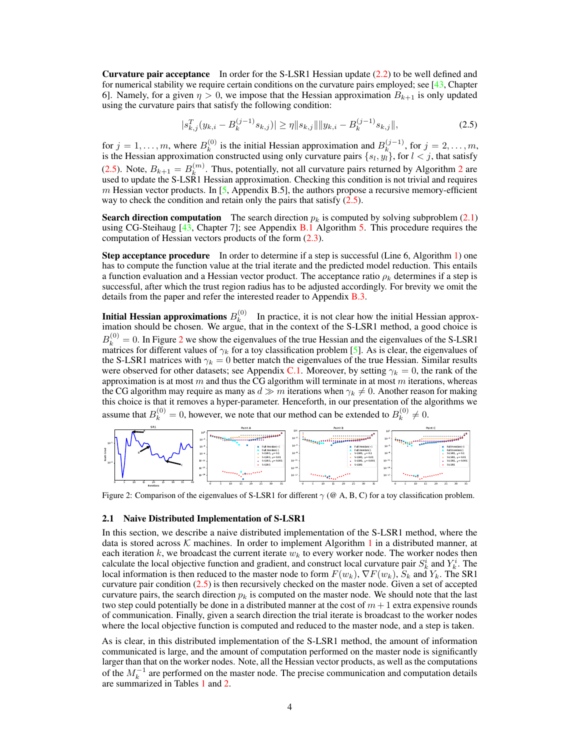**Curvature pair acceptance** In order for the S-LSR1 Hessian update (2.2) to be well defined and for numerical stability we require certain conditions on the curvature pairs employed; see [43, Chapter 6]. Namely, for a given $\eta > 0$, we impose that the Hessian approximation $B_{k+1}$ is only updated using the curvature pairs that satisfy the following condition:

$$|s_{k,j}^T(y_{k,i} - B_k^{(j-1)}s_{k,j})| \geq \eta \|s_{k,j}\| \|y_{k,i} - B_k^{(j-1)}s_{k,j}\|, \tag{2.5}$$

for $j = 1, \ldots, m$, where $B_k^{(0)}$ is the initial Hessian approximation and $B_k^{(j-1)}$, for $j = 2, \ldots, m$, is the Hessian approximation constructed using only curvature pairs $\{s_l, y_l\}$, for $l < j$, that satisfy (2.5). Note, $B_{k+1} = B_k^{(m)}$. Thus, potentially, not all curvature pairs returned by Algorithm 2 are used to update the S-LSR1 Hessian approximation. Checking this condition is not trivial and requires $m$ Hessian vector products. In [5, Appendix B.5], the authors propose a recursive memory-efficient way to check the condition and retain only the pairs that satisfy (2.5).

**Search direction computation** The search direction $p_k$ is computed by solving subproblem (2.1) using CG-Steihaug [43, Chapter 7]; see Appendix B.1 Algorithm 5. This procedure requires the computation of Hessian vectors products of the form (2.3).

**Step acceptance procedure** In order to determine if a step is successful (Line 6, Algorithm 1) one has to compute the function value at the trial iterate and the predicted model reduction. This entails a function evaluation and a Hessian vector product. The acceptance ratio $\rho_k$ determines if a step is successful, after which the trust region radius has to be adjusted accordingly. For brevity we omit the details from the paper and refer the interested reader to Appendix B.3.

**Initial Hessian approximations $B_k^{(0)}$** In practice, it is not clear how the initial Hessian approximation should be chosen. We argue, that in the context of the S-LSR1 method, a good choice is $B_k^{(0)} = 0$. In Figure 2 we show the eigenvalues of the true Hessian and the eigenvalues of the S-LSR1 matrices for different values of $\gamma_k$ for a toy classification problem [5]. As is clear, the eigenvalues of the S-LSR1 matrices with $\gamma_k = 0$ better match the eigenvalues of the true Hessian. Similar results were observed for other datasets; see Appendix C.1. Moreover, by setting $\gamma_k = 0$, the rank of the approximation is at most $m$ and thus the CG algorithm will terminate in at most $m$ iterations, whereas the CG algorithm may require as many as $d \gg m$ iterations when $\gamma_k \neq 0$. Another reason for making this choice is that it removes a hyper-parameter. Henceforth, in our presentation of the algorithms we assume that $B_k^{(0)} = 0$, however, we note that our method can be extended to $B_k^{(0)} \neq 0$.

Figure 2: Comparison of the eigenvalues of S-LSR1 for different $\gamma$ (@ A, B, C) for a toy classification problem.

## 2.1 Naive Distributed Implementation of S-LSR1

In this section, we describe a naive distributed implementation of the S-LSR1 method, where the data is stored across $\mathcal{K}$ machines. In order to implement Algorithm 1 in a distributed manner, at each iteration $k$, we broadcast the current iterate $w_k$ to every worker node. The worker nodes then calculate the local objective function and gradient, and construct local curvature pair $S_k^i$ and $Y_k^i$. The local information is then reduced to the master node to form $F(w_k)$, $\nabla F(w_k)$, $S_k$ and $Y_k$. The SR1 curvature pair condition (2.5) is then recursively checked on the master node. Given a set of accepted curvature pairs, the search direction $p_k$ is computed on the master node. We should note that the last two step could potentially be done in a distributed manner at the cost of $m + 1$ extra expensive rounds of communication. Finally, given a search direction the trial iterate is broadcast to the worker nodes where the local objective function is computed and reduced to the master node, and a step is taken.

As is clear, in this distributed implementation of the S-LSR1 method, the amount of information communicated is large, and the amount of computation performed on the master node is significantly larger than that on the worker nodes. Note, all the Hessian vector products, as well as the computations of the $M_k^{-1}$ are performed on the master node. The precise communication and computation details are summarized in Tables 1 and 2.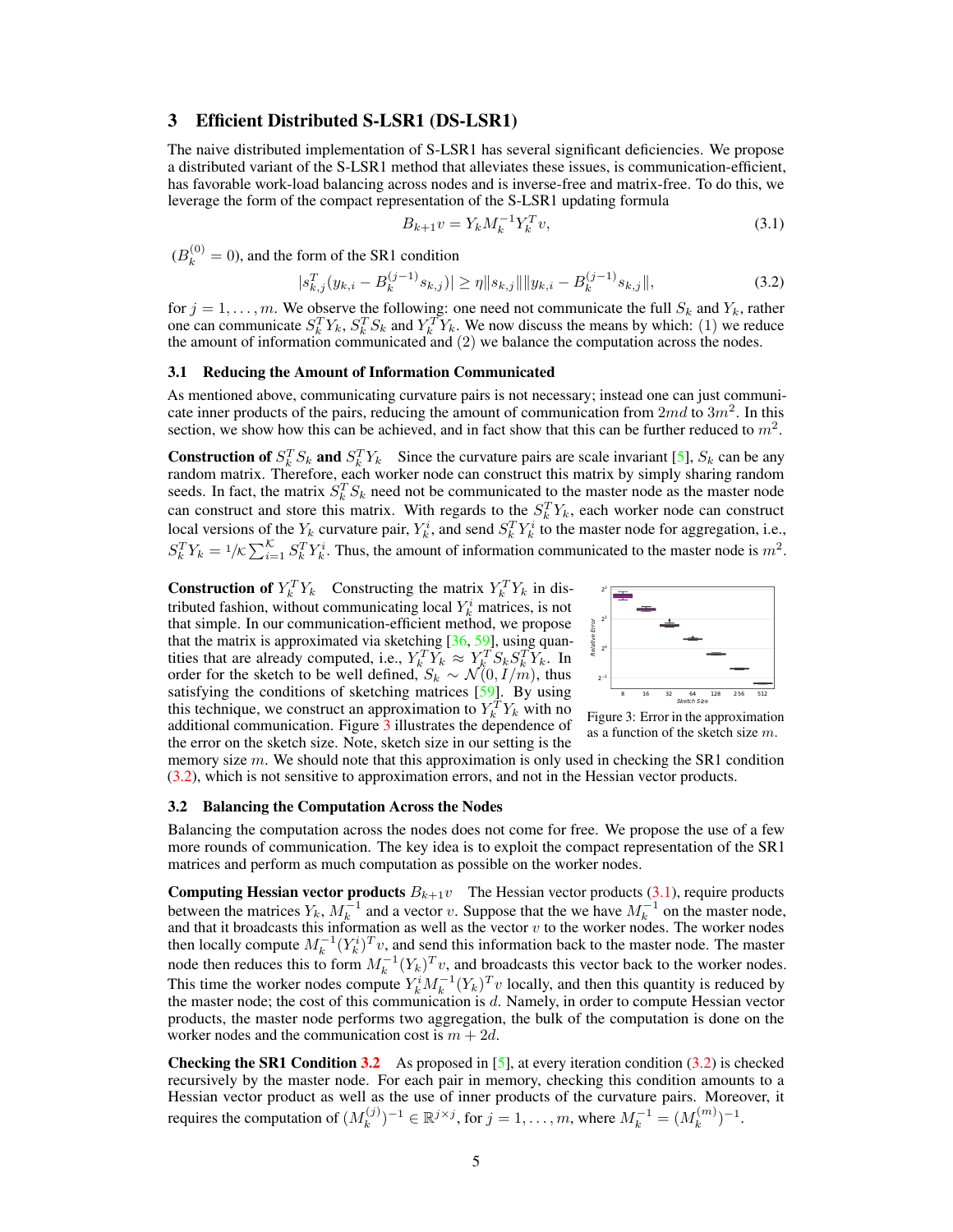## 3 Efficient Distributed S-LSR1 (DS-LSR1)

The naive distributed implementation of S-LSR1 has several significant deficiencies. We propose a distributed variant of the S-LSR1 method that alleviates these issues, is communication-efficient, has favorable work-load balancing across nodes and is inverse-free and matrix-free. To do this, we leverage the form of the compact representation of the S-LSR1 updating formula

$$B_{k+1}v = Y_k M_k^{-1} Y_k^T v, \tag{3.1}$$

($B_k^{(0)} = 0$), and the form of the SR1 condition

$$|s_{k,j}^T(y_{k,i} - B_k^{(j-1)} s_{k,j})| \geq \eta \|s_{k,j}\| \|y_{k,i} - B_k^{(j-1)} s_{k,j}\|, \tag{3.2}$$

for $j = 1, \dots, m$. We observe the following: one need not communicate the full $S_k$ and $Y_k$, rather one can communicate $S_k^T Y_k$, $S_k^T S_k$ and $Y_k^T Y_k$. We now discuss the means by which: (1) we reduce the amount of information communicated and (2) we balance the computation across the nodes.

### 3.1 Reducing the Amount of Information Communicated

As mentioned above, communicating curvature pairs is not necessary; instead one can just communicate inner products of the pairs, reducing the amount of communication from $2md$ to $3m^2$. In this section, we show how this can be achieved, and in fact show that this can be further reduced to $m^2$.

**Construction of $S_k^T S_k$ and $S_k^T Y_k$** Since the curvature pairs are scale invariant [5], $S_k$ can be any random matrix. Therefore, each worker node can construct this matrix by simply sharing random seeds. In fact, the matrix $S_k^T S_k$ need not be communicated to the master node as the master node can construct and store this matrix. With regards to the $S_k^T Y_k$, each worker node can construct local versions of the $Y_k$ curvature pair, $Y_k^i$, and send $S_k^T Y_k^i$ to the master node for aggregation, i.e., $S_k^T Y_k = {}^1/_\mathcal{K} \sum_{i=1}^{\mathcal{K}} S_k^T Y_k^i$. Thus, the amount of information communicated to the master node is $m^2$.

**Construction of $Y_k^T Y_k$** Constructing the matrix $Y_k^T Y_k$ in distributed fashion, without communicating local $Y_k^i$ matrices, is not that simple. In our communication-efficient method, we propose that the matrix is approximated via sketching [36, 59], using quantities that are already computed, i.e., $Y_k^T Y_k \approx Y_k^T S_k S_k^T Y_k$. In order for the sketch to be well defined, $S_k \sim \mathcal{N}(0, I/m)$, thus satisfying the conditions of sketching matrices [59]. By using this technique, we construct an approximation to $Y_k^T Y_k$ with no additional communication. Figure 3 illustrates the dependence of the error on the sketch size. Note, sketch size in our setting is the memory size $m$. We should note that this approximation is only used in checking the SR1 condition (3.2), which is not sensitive to approximation errors, and not in the Hessian vector products.

Figure 3: Error in the approximation as a function of the sketch size $m$.

### 3.2 Balancing the Computation Across the Nodes

Balancing the computation across the nodes does not come for free. We propose the use of a few more rounds of communication. The key idea is to exploit the compact representation of the SR1 matrices and perform as much computation as possible on the worker nodes.

**Computing Hessian vector products $B_{k+1}v$** The Hessian vector products (3.1), require products between the matrices $Y_k$, $M_k^{-1}$ and a vector $v$. Suppose that the we have $M_k^{-1}$ on the master node, and that it broadcasts this information as well as the vector $v$ to the worker nodes. The worker nodes then locally compute $M_k^{-1}(Y_k^i)^T v$, and send this information back to the master node. The master node then reduces this to form $M_k^{-1}(Y_k)^T v$, and broadcasts this vector back to the worker nodes. This time the worker nodes compute $Y_k^i M_k^{-1}(Y_k)^T v$ locally, and then this quantity is reduced by the master node; the cost of this communication is $d$. Namely, in order to compute Hessian vector products, the master node performs two aggregation, the bulk of the computation is done on the worker nodes and the communication cost is $m + 2d$.

**Checking the SR1 Condition 3.2** As proposed in [5], at every iteration condition (3.2) is checked recursively by the master node. For each pair in memory, checking this condition amounts to a Hessian vector product as well as the use of inner products of the curvature pairs. Moreover, it requires the computation of $(M_k^{(j)})^{-1} \in \mathbb{R}^{j \times j}$, for $j = 1, \dots, m$, where $M_k^{-1} = (M_k^{(m)})^{-1}$.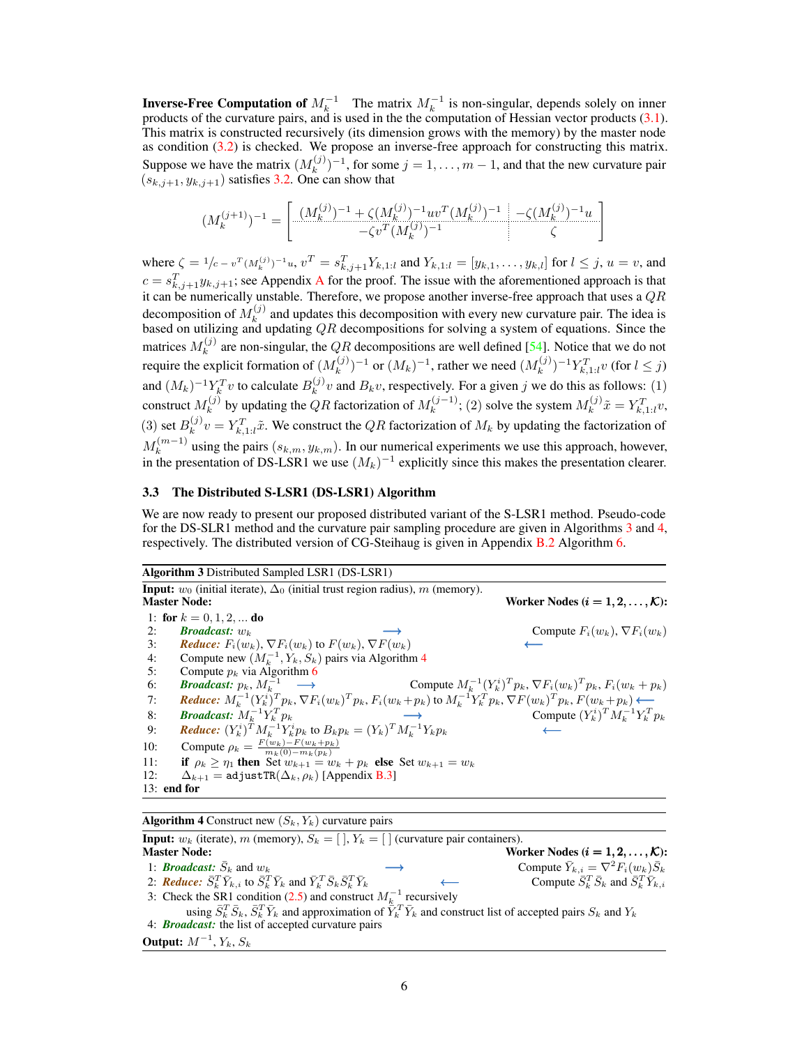**Inverse-Free Computation of $M_k^{-1}$** The matrix $M_k^{-1}$ is non-singular, depends solely on inner products of the curvature pairs, and is used in the the computation of Hessian vector products (3.1). This matrix is constructed recursively (its dimension grows with the memory) by the master node as condition (3.2) is checked. We propose an inverse-free approach for constructing this matrix. Suppose we have the matrix $(M_k^{(j)})^{-1}$, for some $j = 1, \ldots, m-1$, and that the new curvature pair $(s_{k,j+1}, y_{k,j+1})$ satisfies 3.2. One can show that

$$
(M_k^{(j+1)})^{-1} = \left[ \begin{array}{c:c} (M_k^{(j)})^{-1} + \zeta (M_k^{(j)})^{-1} u v^T (M_k^{(j)})^{-1} & -\zeta (M_k^{(j)})^{-1} u \\ \hdashline -\zeta v^T (M_k^{(j)})^{-1} & \zeta \end{array} \right]
$$

where $\zeta = 1/c - v^T (M_k^{(j)})^{-1} u$, $v^T = s_{k,j+1}^T Y_{k,1:l}$ and $Y_{k,1:l} = [y_{k,1}, \ldots, y_{k,l}]$ for $l \le j$, $u = v$, and $c = s_{k,j+1}^T y_{k,j+1}$; see Appendix A for the proof. The issue with the aforementioned approach is that it can be numerically unstable. Therefore, we propose another inverse-free approach that uses a $QR$ decomposition of $M_k^{(j)}$ and updates this decomposition with every new curvature pair. The idea is based on utilizing and updating $QR$ decompositions for solving a system of equations. Since the matrices $M_k^{(j)}$ are non-singular, the $QR$ decompositions are well defined [54]. Notice that we do not require the explicit formation of $(M_k^{(j)})^{-1}$ or $(M_k)^{-1}$, rather we need $(M_k^{(j)})^{-1} Y_{k,1:l}^T v$ (for $l \le j$) and $(M_k)^{-1} Y_k^T v$ to calculate $B_k^{(j)} v$ and $B_k v$, respectively. For a given $j$ we do this as follows: (1) construct $M_k^{(j)}$ by updating the $QR$ factorization of $M_k^{(j-1)}$; (2) solve the system $M_k^{(j)} \tilde{x} = Y_{k,1:l}^T v$, (3) set $B_k^{(j)} v = Y_{k,1:l}^T \tilde{x}$. We construct the $QR$ factorization of $M_k$ by updating the factorization of $M_k^{(m-1)}$ using the pairs $(s_{k,m}, y_{k,m})$. In our numerical experiments we use this approach, however, in the presentation of DS-LSR1 we use $(M_k)^{-1}$ explicitly since this makes the presentation clearer.

### 3.3 The Distributed S-LSR1 (DS-LSR1) Algorithm

We are now ready to present our proposed distributed variant of the S-LSR1 method. Pseudo-code for the DS-SLR1 method and the curvature pair sampling procedure are given in Algorithms 3 and 4, respectively. The distributed version of CG-Steihaug is given in Appendix B.2 Algorithm 6.

**Algorithm 3** Distributed Sampled LSR1 (DS-LSR1)

**Input:** $w_0$ (initial iterate), $\Delta_0$ (initial trust region radius), $m$ (memory).

**Master Node:** | **Worker Nodes ($i = 1, 2, \ldots, \mathcal{K}$):**

1: **for** $k = 0, 1, 2, \ldots$ **do**
2: ***Broadcast:*** $w_k$ $\longrightarrow$ Compute $F_i(w_k), \nabla F_i(w_k)$
3: ***Reduce:*** $F_i(w_k), \nabla F_i(w_k)$ to $F(w_k), \nabla F(w_k)$ $\longleftarrow$
4: Compute new $(M_k^{-1}, Y_k, S_k)$ pairs via Algorithm 4
5: Compute $p_k$ via Algorithm 6
6: ***Broadcast:*** $p_k$, $M_k^{-1}$ $\longrightarrow$ Compute $M_k^{-1}(Y_k^i)^T p_k, \nabla F_i(w_k)^T p_k, F_i(w_k + p_k)$
7: ***Reduce:*** $M_k^{-1}(Y_k^i)^T p_k, \nabla F_i(w_k)^T p_k, F_i(w_k + p_k)$ to $M_k^{-1} Y_k^T p_k, \nabla F(w_k)^T p_k, F(w_k + p_k)$ $\longleftarrow$
8: ***Broadcast:*** $M_k^{-1} Y_k^T p_k$ $\longrightarrow$ Compute $(Y_k^i)^T M_k^{-1} Y_k^T p_k$
9: ***Reduce:*** $(Y_k^i)^T M_k^{-1} Y_k^i p_k$ to $B_k p_k = (Y_k)^T M_k^{-1} Y_k p_k$ $\longleftarrow$
10: Compute $\rho_k = \frac{F(w_k) - F(w_k + p_k)}{m_k(0) - m_k(p_k)}$
11: **if** $\rho_k \ge \eta_1$ **then** Set $w_{k+1} = w_k + p_k$ **else** Set $w_{k+1} = w_k$
12: $\Delta_{k+1} = \texttt{adjustTR}(\Delta_k, \rho_k)$ [Appendix B.3]
13: **end for**

**Algorithm 4** Construct new $(S_k, Y_k)$ curvature pairs

**Input:** $w_k$ (iterate), $m$ (memory), $S_k = [\,]$, $Y_k = [\,]$ (curvature pair containers).

**Master Node:** | **Worker Nodes ($i = 1, 2, \ldots, \mathcal{K}$):**

1: ***Broadcast:*** $\bar{S}_k$ and $w_k$ $\longrightarrow$ Compute $\bar{Y}_{k,i} = \nabla^2 F_i(w_k) \bar{S}_k$
2: ***Reduce:*** $\bar{S}_k^T \bar{Y}_{k,i}$ to $\bar{S}_k^T \bar{Y}_k$ and $\bar{Y}_k^T \bar{S}_k \bar{S}_k^T \bar{Y}_k$ $\longleftarrow$ Compute $\bar{S}_k^T \bar{S}_k$ and $\bar{S}_k^T \bar{Y}_{k,i}$
3: Check the SR1 condition (2.5) and construct $M_k^{-1}$ recursively using $\bar{S}_k^T \bar{S}_k$, $\bar{S}_k^T \bar{Y}_k$ and approximation of $\bar{Y}_k^T \bar{Y}_k$ and construct list of accepted pairs $S_k$ and $Y_k$
4: ***Broadcast:*** the list of accepted curvature pairs

**Output:** $M^{-1}, Y_k, S_k$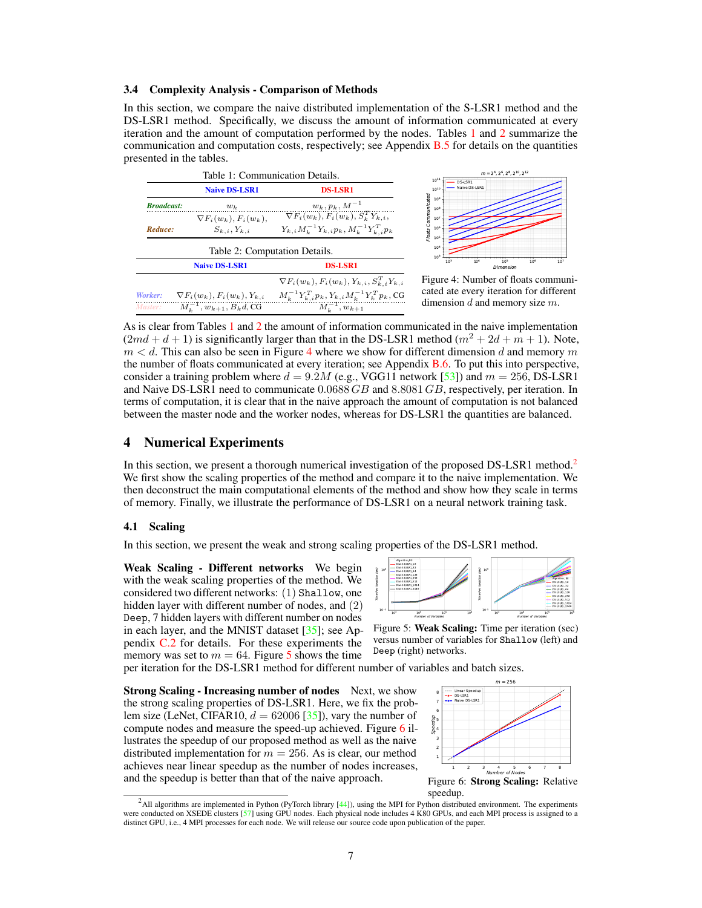### 3.4 Complexity Analysis - Comparison of Methods

In this section, we compare the naive distributed implementation of the S-LSR1 method and the DS-LSR1 method. Specifically, we discuss the amount of information communicated at every iteration and the amount of computation performed by the nodes. Tables 1 and 2 summarize the communication and computation costs, respectively; see Appendix B.5 for details on the quantities presented in the tables.

Table 1: Communication Details.

| | Naive DS-LSR1 | DS-LSR1 |
|---|---|---|
| *Broadcast:* | $w_k$ | $w_k, p_k, M^{-1}$ |
| *Reduce:* | $\nabla F_i(w_k), F_i(w_k), S_{k,i}, Y_{k,i}$ | $\nabla F_i(w_k), F_i(w_k), S_k^T Y_{k,i}, Y_{k,i} M_k^{-1} Y_{k,i} p_k, M_k^{-1} Y_{k,i}^T p_k$ |

Table 2: Computation Details.

| | Naive DS-LSR1 | DS-LSR1 |
|---|---|---|
| *Worker:* | $\nabla F_i(w_k), F_i(w_k), Y_{k,i}$ | $\nabla F_i(w_k), F_i(w_k), Y_{k,i}, S_{k,i}^T Y_{k,i}$ $M_k^{-1} Y_{k,i}^T p_k, Y_{k,i} M_k^{-1} Y_k^T p_k$, CG |
| *Master:* | $M_k^{-1}, w_{k+1}, B_k d$, CG | $M_k^{-1}, w_{k+1}$ |

Figure 4: Number of floats communicated ate every iteration for different dimension $d$ and memory size $m$.

As is clear from Tables 1 and 2 the amount of information communicated in the naive implementation ($2md + d + 1$) is significantly larger than that in the DS-LSR1 method ($m^2 + 2d + m + 1$). Note, $m < d$. This can also be seen in Figure 4 where we show for different dimension $d$ and memory $m$ the number of floats communicated at every iteration; see Appendix B.6. To put this into perspective, consider a training problem where $d = 9.2M$ (e.g., VGG11 network [53]) and $m = 256$, DS-LSR1 and Naive DS-LSR1 need to communicate $0.0688\,GB$ and $8.8081\,GB$, respectively, per iteration. In terms of computation, it is clear that in the naive approach the amount of computation is not balanced between the master node and the worker nodes, whereas for DS-LSR1 the quantities are balanced.

## 4 Numerical Experiments

In this section, we present a thorough numerical investigation of the proposed DS-LSR1 method.[2] We first show the scaling properties of the method and compare it to the naive implementation. We then deconstruct the main computational elements of the method and show how they scale in terms of memory. Finally, we illustrate the performance of DS-LSR1 on a neural network training task.

### 4.1 Scaling

In this section, we present the weak and strong scaling properties of the DS-LSR1 method.

**Weak Scaling - Different networks** We begin with the weak scaling properties of the method. We considered two different networks: (1) `Shallow`, one hidden layer with different number of nodes, and (2) `Deep`, 7 hidden layers with different number on nodes in each layer, and the MNIST dataset [35]; see Appendix C.2 for details. For these experiments the memory was set to $m = 64$. Figure 5 shows the time per iteration for the DS-LSR1 method for different number of variables and batch sizes.

Figure 5: **Weak Scaling:** Time per iteration (sec) versus number of variables for `Shallow` (left) and `Deep` (right) networks.

**Strong Scaling - Increasing number of nodes** Next, we show the strong scaling properties of DS-LSR1. Here, we fix the problem size (LeNet, CIFAR10, $d = 62006$ [35]), vary the number of compute nodes and measure the speed-up achieved. Figure 6 illustrates the speedup of our proposed method as well as the naive distributed implementation for $m = 256$. As is clear, our method achieves near linear speedup as the number of nodes increases, and the speedup is better than that of the naive approach.

Figure 6: **Strong Scaling:** Relative speedup.

[2] All algorithms are implemented in Python (PyTorch library [44]), using the MPI for Python distributed environment. The experiments were conducted on XSEDE clusters [57] using GPU nodes. Each physical node includes 4 K80 GPUs, and each MPI process is assigned to a distinct GPU, i.e., 4 MPI processes for each node. We will release our source code upon publication of the paper.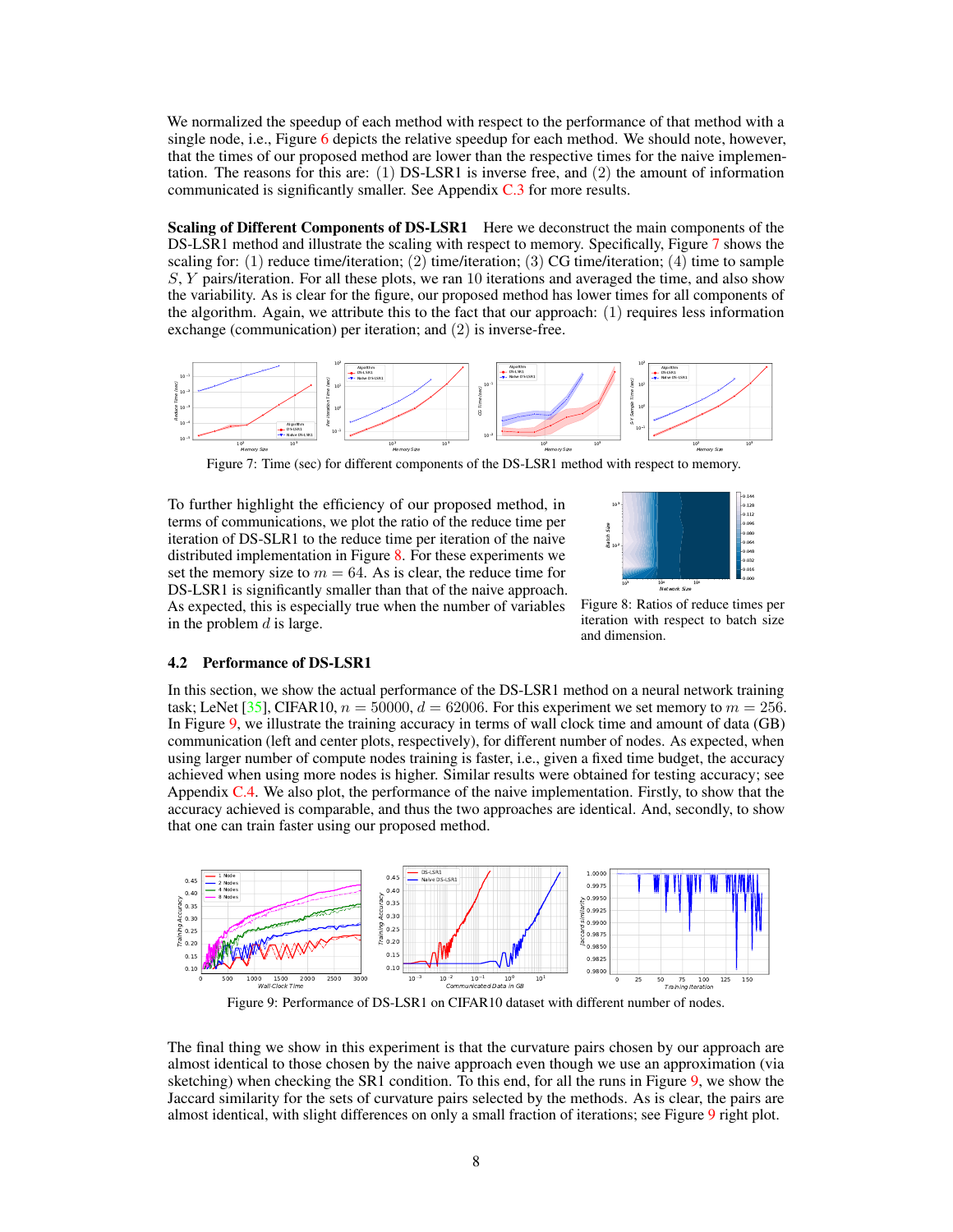We normalized the speedup of each method with respect to the performance of that method with a single node, i.e., Figure 6 depicts the relative speedup for each method. We should note, however, that the times of our proposed method are lower than the respective times for the naive implementation. The reasons for this are: (1) DS-LSR1 is inverse free, and (2) the amount of information communicated is significantly smaller. See Appendix C.3 for more results.

**Scaling of Different Components of DS-LSR1** Here we deconstruct the main components of the DS-LSR1 method and illustrate the scaling with respect to memory. Specifically, Figure 7 shows the scaling for: (1) reduce time/iteration; (2) time/iteration; (3) CG time/iteration; (4) time to sample $S, Y$ pairs/iteration. For all these plots, we ran 10 iterations and averaged the time, and also show the variability. As is clear for the figure, our proposed method has lower times for all components of the algorithm. Again, we attribute this to the fact that our approach: (1) requires less information exchange (communication) per iteration; and (2) is inverse-free.

Figure 7: Time (sec) for different components of the DS-LSR1 method with respect to memory.

To further highlight the efficiency of our proposed method, in terms of communications, we plot the ratio of the reduce time per iteration of DS-SLR1 to the reduce time per iteration of the naive distributed implementation in Figure 8. For these experiments we set the memory size to $m = 64$. As is clear, the reduce time for DS-LSR1 is significantly smaller than that of the naive approach. As expected, this is especially true when the number of variables in the problem $d$ is large.

Figure 8: Ratios of reduce times per iteration with respect to batch size and dimension.

## 4.2 Performance of DS-LSR1

In this section, we show the actual performance of the DS-LSR1 method on a neural network training task; LeNet [35], CIFAR10, $n = 50000$, $d = 62006$. For this experiment we set memory to $m = 256$. In Figure 9, we illustrate the training accuracy in terms of wall clock time and amount of data (GB) communication (left and center plots, respectively), for different number of nodes. As expected, when using larger number of compute nodes training is faster, i.e., given a fixed time budget, the accuracy achieved when using more nodes is higher. Similar results were obtained for testing accuracy; see Appendix C.4. We also plot, the performance of the naive implementation. Firstly, to show that the accuracy achieved is comparable, and thus the two approaches are identical. And, secondly, to show that one can train faster using our proposed method.

Figure 9: Performance of DS-LSR1 on CIFAR10 dataset with different number of nodes.

The final thing we show in this experiment is that the curvature pairs chosen by our approach are almost identical to those chosen by the naive approach even though we use an approximation (via sketching) when checking the SR1 condition. To this end, for all the runs in Figure 9, we show the Jaccard similarity for the sets of curvature pairs selected by the methods. As is clear, the pairs are almost identical, with slight differences on only a small fraction of iterations; see Figure 9 right plot.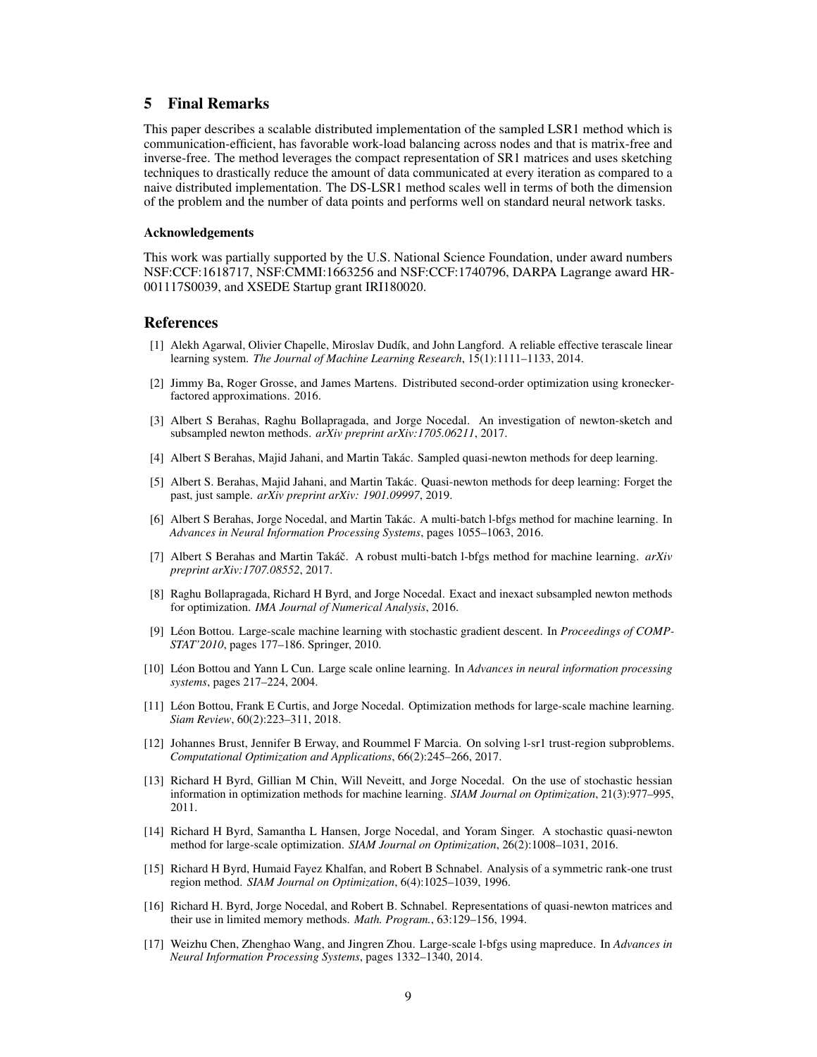## 5 Final Remarks

This paper describes a scalable distributed implementation of the sampled LSR1 method which is communication-efficient, has favorable work-load balancing across nodes and that is matrix-free and inverse-free. The method leverages the compact representation of SR1 matrices and uses sketching techniques to drastically reduce the amount of data communicated at every iteration as compared to a naive distributed implementation. The DS-LSR1 method scales well in terms of both the dimension of the problem and the number of data points and performs well on standard neural network tasks.

### Acknowledgements

This work was partially supported by the U.S. National Science Foundation, under award numbers NSF:CCF:1618717, NSF:CMMI:1663256 and NSF:CCF:1740796, DARPA Lagrange award HR-001117S0039, and XSEDE Startup grant IRI180020.

## References

[1] Alekh Agarwal, Olivier Chapelle, Miroslav Dudík, and John Langford. A reliable effective terascale linear learning system. *The Journal of Machine Learning Research*, 15(1):1111–1133, 2014.

[2] Jimmy Ba, Roger Grosse, and James Martens. Distributed second-order optimization using kronecker-factored approximations. 2016.

[3] Albert S Berahas, Raghu Bollapragada, and Jorge Nocedal. An investigation of newton-sketch and subsampled newton methods. *arXiv preprint arXiv:1705.06211*, 2017.

[4] Albert S Berahas, Majid Jahani, and Martin Takác. Sampled quasi-newton methods for deep learning.

[5] Albert S. Berahas, Majid Jahani, and Martin Takác. Quasi-newton methods for deep learning: Forget the past, just sample. *arXiv preprint arXiv: 1901.09997*, 2019.

[6] Albert S Berahas, Jorge Nocedal, and Martin Takác. A multi-batch l-bfgs method for machine learning. In *Advances in Neural Information Processing Systems*, pages 1055–1063, 2016.

[7] Albert S Berahas and Martin Takáč. A robust multi-batch l-bfgs method for machine learning. *arXiv preprint arXiv:1707.08552*, 2017.

[8] Raghu Bollapragada, Richard H Byrd, and Jorge Nocedal. Exact and inexact subsampled newton methods for optimization. *IMA Journal of Numerical Analysis*, 2016.

[9] Léon Bottou. Large-scale machine learning with stochastic gradient descent. In *Proceedings of COMPSTAT'2010*, pages 177–186. Springer, 2010.

[10] Léon Bottou and Yann L Cun. Large scale online learning. In *Advances in neural information processing systems*, pages 217–224, 2004.

[11] Léon Bottou, Frank E Curtis, and Jorge Nocedal. Optimization methods for large-scale machine learning. *Siam Review*, 60(2):223–311, 2018.

[12] Johannes Brust, Jennifer B Erway, and Roummel F Marcia. On solving l-sr1 trust-region subproblems. *Computational Optimization and Applications*, 66(2):245–266, 2017.

[13] Richard H Byrd, Gillian M Chin, Will Neveitt, and Jorge Nocedal. On the use of stochastic hessian information in optimization methods for machine learning. *SIAM Journal on Optimization*, 21(3):977–995, 2011.

[14] Richard H Byrd, Samantha L Hansen, Jorge Nocedal, and Yoram Singer. A stochastic quasi-newton method for large-scale optimization. *SIAM Journal on Optimization*, 26(2):1008–1031, 2016.

[15] Richard H Byrd, Humaid Fayez Khalfan, and Robert B Schnabel. Analysis of a symmetric rank-one trust region method. *SIAM Journal on Optimization*, 6(4):1025–1039, 1996.

[16] Richard H. Byrd, Jorge Nocedal, and Robert B. Schnabel. Representations of quasi-newton matrices and their use in limited memory methods. *Math. Program.*, 63:129–156, 1994.

[17] Weizhu Chen, Zhenghao Wang, and Jingren Zhou. Large-scale l-bfgs using mapreduce. In *Advances in Neural Information Processing Systems*, pages 1332–1340, 2014.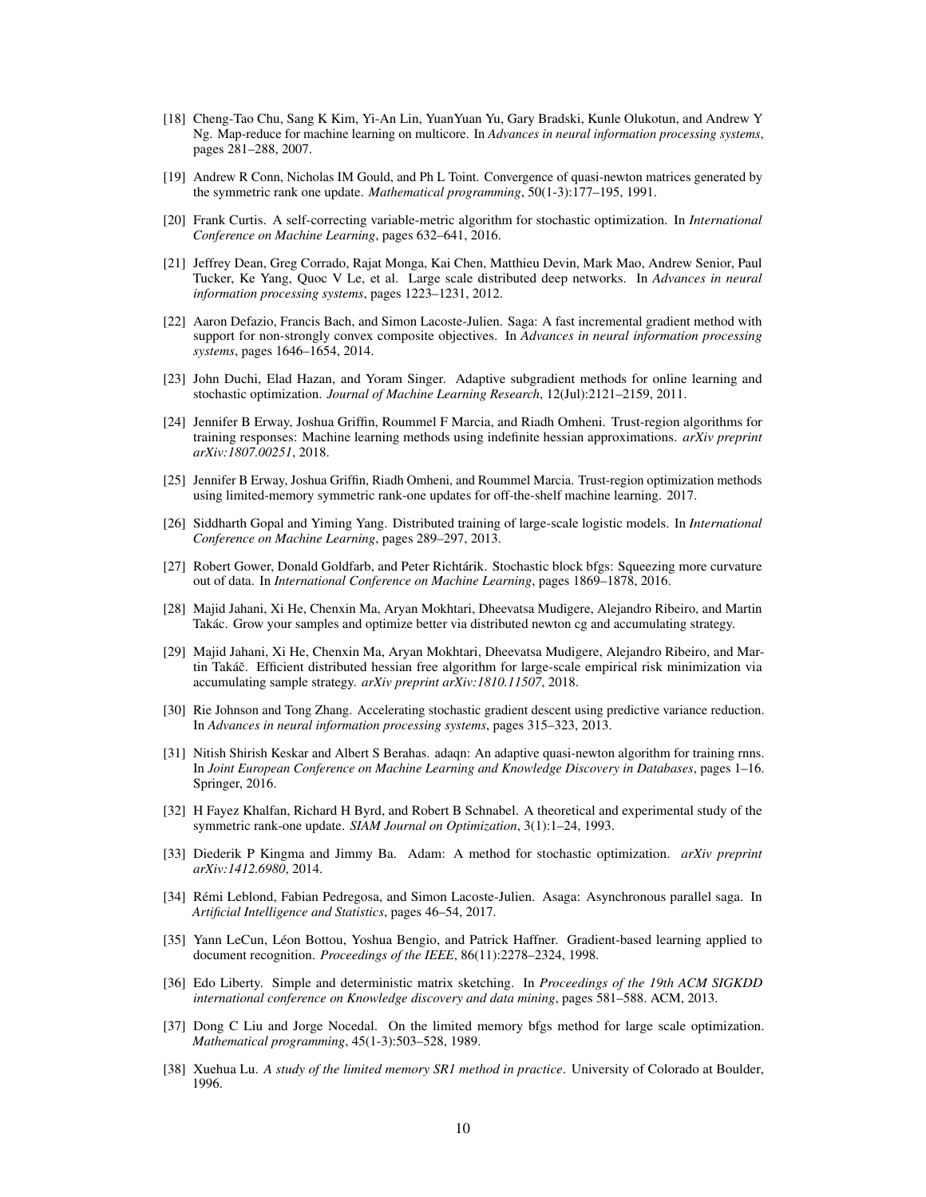[18] Cheng-Tao Chu, Sang K Kim, Yi-An Lin, YuanYuan Yu, Gary Bradski, Kunle Olukotun, and Andrew Y Ng. Map-reduce for machine learning on multicore. In *Advances in neural information processing systems*, pages 281–288, 2007.

[19] Andrew R Conn, Nicholas IM Gould, and Ph L Toint. Convergence of quasi-newton matrices generated by the symmetric rank one update. *Mathematical programming*, 50(1-3):177–195, 1991.

[20] Frank Curtis. A self-correcting variable-metric algorithm for stochastic optimization. In *International Conference on Machine Learning*, pages 632–641, 2016.

[21] Jeffrey Dean, Greg Corrado, Rajat Monga, Kai Chen, Matthieu Devin, Mark Mao, Andrew Senior, Paul Tucker, Ke Yang, Quoc V Le, et al. Large scale distributed deep networks. In *Advances in neural information processing systems*, pages 1223–1231, 2012.

[22] Aaron Defazio, Francis Bach, and Simon Lacoste-Julien. Saga: A fast incremental gradient method with support for non-strongly convex composite objectives. In *Advances in neural information processing systems*, pages 1646–1654, 2014.

[23] John Duchi, Elad Hazan, and Yoram Singer. Adaptive subgradient methods for online learning and stochastic optimization. *Journal of Machine Learning Research*, 12(Jul):2121–2159, 2011.

[24] Jennifer B Erway, Joshua Griffin, Roummel F Marcia, and Riadh Omheni. Trust-region algorithms for training responses: Machine learning methods using indefinite hessian approximations. *arXiv preprint arXiv:1807.00251*, 2018.

[25] Jennifer B Erway, Joshua Griffin, Riadh Omheni, and Roummel Marcia. Trust-region optimization methods using limited-memory symmetric rank-one updates for off-the-shelf machine learning. 2017.

[26] Siddharth Gopal and Yiming Yang. Distributed training of large-scale logistic models. In *International Conference on Machine Learning*, pages 289–297, 2013.

[27] Robert Gower, Donald Goldfarb, and Peter Richtárik. Stochastic block bfgs: Squeezing more curvature out of data. In *International Conference on Machine Learning*, pages 1869–1878, 2016.

[28] Majid Jahani, Xi He, Chenxin Ma, Aryan Mokhtari, Dheevatsa Mudigere, Alejandro Ribeiro, and Martin Takác. Grow your samples and optimize better via distributed newton cg and accumulating strategy.

[29] Majid Jahani, Xi He, Chenxin Ma, Aryan Mokhtari, Dheevatsa Mudigere, Alejandro Ribeiro, and Martin Takáč. Efficient distributed hessian free algorithm for large-scale empirical risk minimization via accumulating sample strategy. *arXiv preprint arXiv:1810.11507*, 2018.

[30] Rie Johnson and Tong Zhang. Accelerating stochastic gradient descent using predictive variance reduction. In *Advances in neural information processing systems*, pages 315–323, 2013.

[31] Nitish Shirish Keskar and Albert S Berahas. adaqn: An adaptive quasi-newton algorithm for training rnns. In *Joint European Conference on Machine Learning and Knowledge Discovery in Databases*, pages 1–16. Springer, 2016.

[32] H Fayez Khalfan, Richard H Byrd, and Robert B Schnabel. A theoretical and experimental study of the symmetric rank-one update. *SIAM Journal on Optimization*, 3(1):1–24, 1993.

[33] Diederik P Kingma and Jimmy Ba. Adam: A method for stochastic optimization. *arXiv preprint arXiv:1412.6980*, 2014.

[34] Rémi Leblond, Fabian Pedregosa, and Simon Lacoste-Julien. Asaga: Asynchronous parallel saga. In *Artificial Intelligence and Statistics*, pages 46–54, 2017.

[35] Yann LeCun, Léon Bottou, Yoshua Bengio, and Patrick Haffner. Gradient-based learning applied to document recognition. *Proceedings of the IEEE*, 86(11):2278–2324, 1998.

[36] Edo Liberty. Simple and deterministic matrix sketching. In *Proceedings of the 19th ACM SIGKDD international conference on Knowledge discovery and data mining*, pages 581–588. ACM, 2013.

[37] Dong C Liu and Jorge Nocedal. On the limited memory bfgs method for large scale optimization. *Mathematical programming*, 45(1-3):503–528, 1989.

[38] Xuehua Lu. *A study of the limited memory SR1 method in practice*. University of Colorado at Boulder, 1996.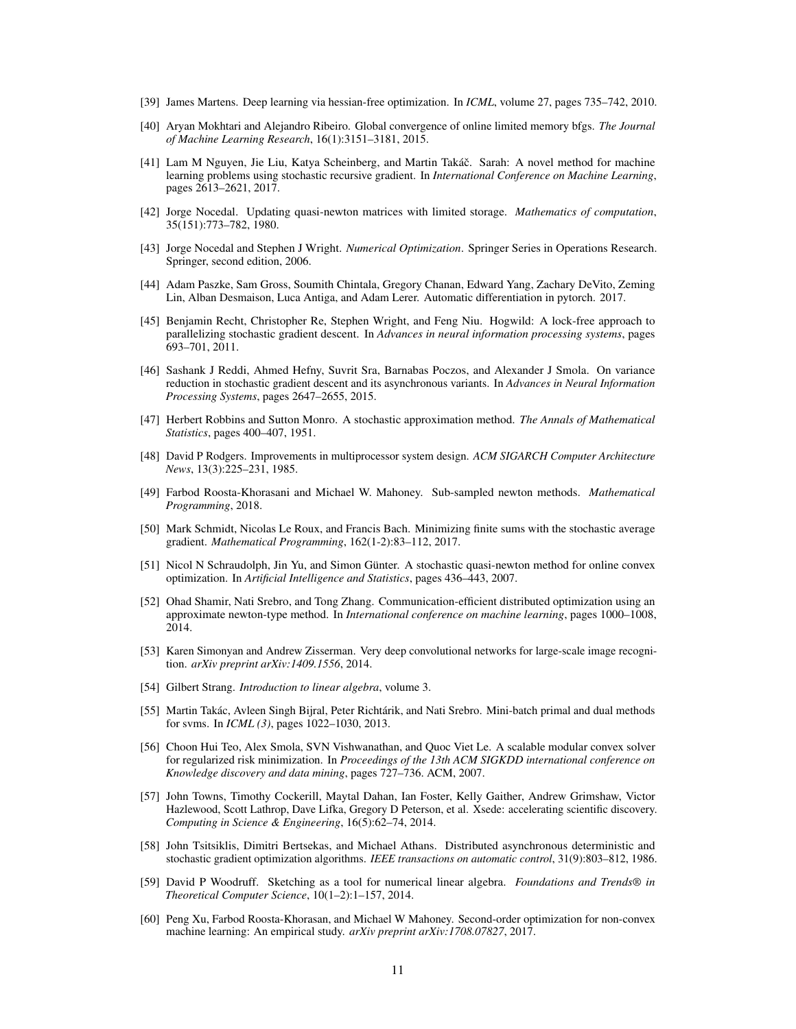[39] James Martens. Deep learning via hessian-free optimization. In *ICML*, volume 27, pages 735–742, 2010.

[40] Aryan Mokhtari and Alejandro Ribeiro. Global convergence of online limited memory bfgs. *The Journal of Machine Learning Research*, 16(1):3151–3181, 2015.

[41] Lam M Nguyen, Jie Liu, Katya Scheinberg, and Martin Takáč. Sarah: A novel method for machine learning problems using stochastic recursive gradient. In *International Conference on Machine Learning*, pages 2613–2621, 2017.

[42] Jorge Nocedal. Updating quasi-newton matrices with limited storage. *Mathematics of computation*, 35(151):773–782, 1980.

[43] Jorge Nocedal and Stephen J Wright. *Numerical Optimization*. Springer Series in Operations Research. Springer, second edition, 2006.

[44] Adam Paszke, Sam Gross, Soumith Chintala, Gregory Chanan, Edward Yang, Zachary DeVito, Zeming Lin, Alban Desmaison, Luca Antiga, and Adam Lerer. Automatic differentiation in pytorch. 2017.

[45] Benjamin Recht, Christopher Re, Stephen Wright, and Feng Niu. Hogwild: A lock-free approach to parallelizing stochastic gradient descent. In *Advances in neural information processing systems*, pages 693–701, 2011.

[46] Sashank J Reddi, Ahmed Hefny, Suvrit Sra, Barnabas Poczos, and Alexander J Smola. On variance reduction in stochastic gradient descent and its asynchronous variants. In *Advances in Neural Information Processing Systems*, pages 2647–2655, 2015.

[47] Herbert Robbins and Sutton Monro. A stochastic approximation method. *The Annals of Mathematical Statistics*, pages 400–407, 1951.

[48] David P Rodgers. Improvements in multiprocessor system design. *ACM SIGARCH Computer Architecture News*, 13(3):225–231, 1985.

[49] Farbod Roosta-Khorasani and Michael W. Mahoney. Sub-sampled newton methods. *Mathematical Programming*, 2018.

[50] Mark Schmidt, Nicolas Le Roux, and Francis Bach. Minimizing finite sums with the stochastic average gradient. *Mathematical Programming*, 162(1-2):83–112, 2017.

[51] Nicol N Schraudolph, Jin Yu, and Simon Günter. A stochastic quasi-newton method for online convex optimization. In *Artificial Intelligence and Statistics*, pages 436–443, 2007.

[52] Ohad Shamir, Nati Srebro, and Tong Zhang. Communication-efficient distributed optimization using an approximate newton-type method. In *International conference on machine learning*, pages 1000–1008, 2014.

[53] Karen Simonyan and Andrew Zisserman. Very deep convolutional networks for large-scale image recognition. *arXiv preprint arXiv:1409.1556*, 2014.

[54] Gilbert Strang. *Introduction to linear algebra*, volume 3.

[55] Martin Takác, Avleen Singh Bijral, Peter Richtárik, and Nati Srebro. Mini-batch primal and dual methods for svms. In *ICML (3)*, pages 1022–1030, 2013.

[56] Choon Hui Teo, Alex Smola, SVN Vishwanathan, and Quoc Viet Le. A scalable modular convex solver for regularized risk minimization. In *Proceedings of the 13th ACM SIGKDD international conference on Knowledge discovery and data mining*, pages 727–736. ACM, 2007.

[57] John Towns, Timothy Cockerill, Maytal Dahan, Ian Foster, Kelly Gaither, Andrew Grimshaw, Victor Hazlewood, Scott Lathrop, Dave Lifka, Gregory D Peterson, et al. Xsede: accelerating scientific discovery. *Computing in Science & Engineering*, 16(5):62–74, 2014.

[58] John Tsitsiklis, Dimitri Bertsekas, and Michael Athans. Distributed asynchronous deterministic and stochastic gradient optimization algorithms. *IEEE transactions on automatic control*, 31(9):803–812, 1986.

[59] David P Woodruff. Sketching as a tool for numerical linear algebra. *Foundations and Trends® in Theoretical Computer Science*, 10(1–2):1–157, 2014.

[60] Peng Xu, Farbod Roosta-Khorasan, and Michael W Mahoney. Second-order optimization for non-convex machine learning: An empirical study. *arXiv preprint arXiv:1708.07827*, 2017.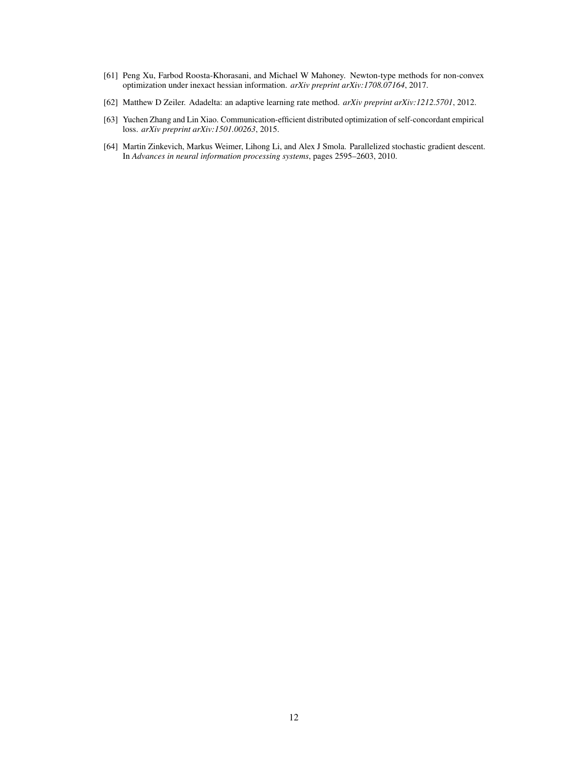[61] Peng Xu, Farbod Roosta-Khorasani, and Michael W Mahoney. Newton-type methods for non-convex optimization under inexact hessian information. *arXiv preprint arXiv:1708.07164*, 2017.

[62] Matthew D Zeiler. Adadelta: an adaptive learning rate method. *arXiv preprint arXiv:1212.5701*, 2012.

[63] Yuchen Zhang and Lin Xiao. Communication-efficient distributed optimization of self-concordant empirical loss. *arXiv preprint arXiv:1501.00263*, 2015.

[64] Martin Zinkevich, Markus Weimer, Lihong Li, and Alex J Smola. Parallelized stochastic gradient descent. In *Advances in neural information processing systems*, pages 2595–2603, 2010.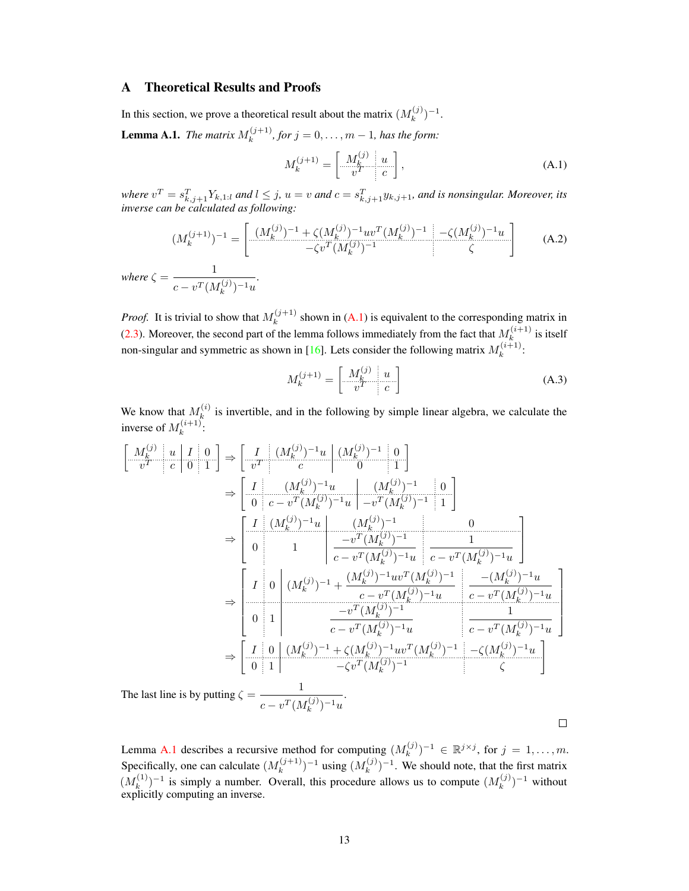# A Theoretical Results and Proofs

In this section, we prove a theoretical result about the matrix $(M_k^{(j)})^{-1}$.

**Lemma A.1.** *The matrix $M_k^{(j+1)}$, for $j = 0, \ldots, m-1$, has the form:*

$$M_k^{(j+1)} = \left[\begin{array}{c:c} M_k^{(j)} & u \\ \hdashline v^T & c \end{array}\right], \tag{A.1}$$

*where $v^T = s_{k,j+1}^T Y_{k,1:l}$ and $l \leq j$, $u = v$ and $c = s_{k,j+1}^T y_{k,j+1}$, and is nonsingular. Moreover, its inverse can be calculated as following:*

$$(M_k^{(j+1)})^{-1} = \left[\begin{array}{c:c} (M_k^{(j)})^{-1} + \zeta (M_k^{(j)})^{-1} u v^T (M_k^{(j)})^{-1} & -\zeta (M_k^{(j)})^{-1} u \\ \hdashline -\zeta v^T (M_k^{(j)})^{-1} & \zeta \end{array}\right] \tag{A.2}$$

*where* $\zeta = \dfrac{1}{c - v^T (M_k^{(j)})^{-1} u}$.

*Proof.* It is trivial to show that $M_k^{(j+1)}$ shown in (A.1) is equivalent to the corresponding matrix in (2.3). Moreover, the second part of the lemma follows immediately from the fact that $M_k^{(i+1)}$ is itself non-singular and symmetric as shown in [16]. Lets consider the following matrix $M_k^{(i+1)}$:

$$M_k^{(j+1)} = \left[\begin{array}{c:c} M_k^{(j)} & u \\ \hdashline v^T & c \end{array}\right] \tag{A.3}$$

We know that $M_k^{(i)}$ is invertible, and in the following by simple linear algebra, we calculate the inverse of $M_k^{(i+1)}$:

$$\begin{aligned}
\left[\begin{array}{c:c|c:c} M_k^{(j)} & u & I & 0 \\ \hdashline v^T & c & 0 & 1 \end{array}\right] &\Rightarrow \left[\begin{array}{c:c|c:c} I & (M_k^{(j)})^{-1} u & (M_k^{(j)})^{-1} & 0 \\ \hdashline v^T & c & 0 & 1 \end{array}\right] \\
&\Rightarrow \left[\begin{array}{c:c|c:c} I & (M_k^{(j)})^{-1} u & (M_k^{(j)})^{-1} & 0 \\ \hdashline 0 & c - v^T (M_k^{(j)})^{-1} u & -v^T (M_k^{(j)})^{-1} & 1 \end{array}\right] \\
&\Rightarrow \left[\begin{array}{c:c|c:c} I & (M_k^{(j)})^{-1} u & (M_k^{(j)})^{-1} & 0 \\ \hdashline 0 & 1 & \dfrac{-v^T (M_k^{(j)})^{-1}}{c - v^T (M_k^{(j)})^{-1} u} & \dfrac{1}{c - v^T (M_k^{(j)})^{-1} u} \end{array}\right] \\
&\Rightarrow \left[\begin{array}{c:c|c:c} I & 0 & (M_k^{(j)})^{-1} + \dfrac{(M_k^{(j)})^{-1} u v^T (M_k^{(j)})^{-1}}{c - v^T (M_k^{(j)})^{-1} u} & \dfrac{-(M_k^{(j)})^{-1} u}{c - v^T (M_k^{(j)})^{-1} u} \\ \hdashline 0 & 1 & \dfrac{-v^T (M_k^{(j)})^{-1}}{c - v^T (M_k^{(j)})^{-1} u} & \dfrac{1}{c - v^T (M_k^{(j)})^{-1} u} \end{array}\right] \\
&\Rightarrow \left[\begin{array}{c:c|c:c} I & 0 & (M_k^{(j)})^{-1} + \zeta (M_k^{(j)})^{-1} u v^T (M_k^{(j)})^{-1} & -\zeta (M_k^{(j)})^{-1} u \\ \hdashline 0 & 1 & -\zeta v^T (M_k^{(j)})^{-1} & \zeta \end{array}\right]
\end{aligned}$$

The last line is by putting $\zeta = \dfrac{1}{c - v^T (M_k^{(j)})^{-1} u}$. ∎

Lemma A.1 describes a recursive method for computing $(M_k^{(j)})^{-1} \in \mathbb{R}^{j \times j}$, for $j = 1, \ldots, m$. Specifically, one can calculate $(M_k^{(j+1)})^{-1}$ using $(M_k^{(j)})^{-1}$. We should note, that the first matrix $(M_k^{(1)})^{-1}$ is simply a number. Overall, this procedure allows us to compute $(M_k^{(j)})^{-1}$ without explicitly computing an inverse.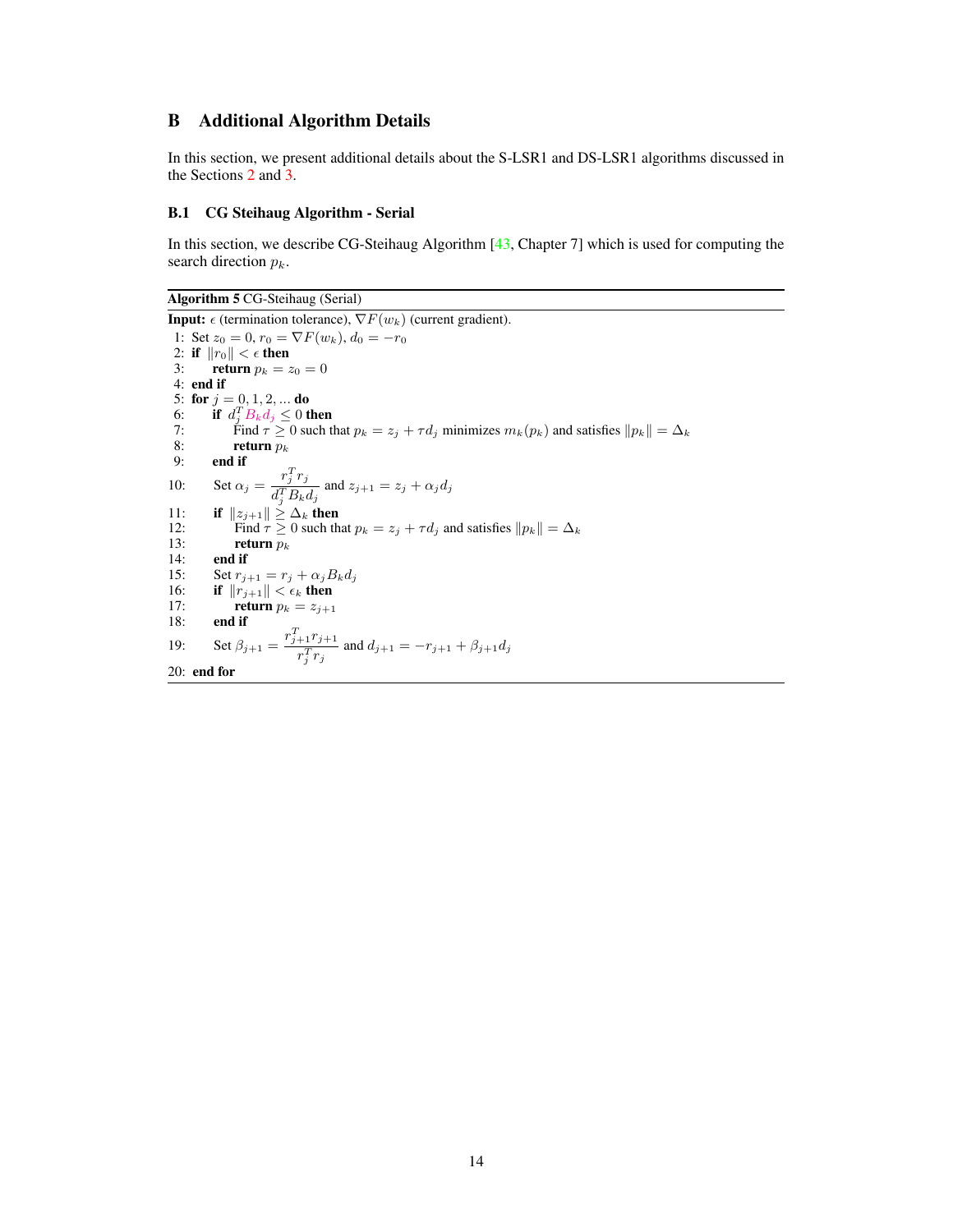# B Additional Algorithm Details

In this section, we present additional details about the S-LSR1 and DS-LSR1 algorithms discussed in the Sections 2 and 3.

## B.1 CG Steihaug Algorithm - Serial

In this section, we describe CG-Steihaug Algorithm [43, Chapter 7] which is used for computing the search direction $p_k$.

**Algorithm 5** CG-Steihaug (Serial)

**Input:** $\epsilon$ (termination tolerance), $\nabla F(w_k)$ (current gradient).

1: Set $z_0 = 0$, $r_0 = \nabla F(w_k)$, $d_0 = -r_0$
2: **if** $\|r_0\| < \epsilon$ **then**
3: &nbsp;&nbsp;&nbsp;&nbsp;**return** $p_k = z_0 = 0$
4: **end if**
5: **for** $j = 0, 1, 2, \ldots$ **do**
6: &nbsp;&nbsp;&nbsp;&nbsp;**if** $d_j^T B_k d_j \leq 0$ **then**
7: &nbsp;&nbsp;&nbsp;&nbsp;&nbsp;&nbsp;&nbsp;&nbsp;Find $\tau \geq 0$ such that $p_k = z_j + \tau d_j$ minimizes $m_k(p_k)$ and satisfies $\|p_k\| = \Delta_k$
8: &nbsp;&nbsp;&nbsp;&nbsp;&nbsp;&nbsp;&nbsp;&nbsp;**return** $p_k$
9: &nbsp;&nbsp;&nbsp;&nbsp;**end if**
10: &nbsp;&nbsp;&nbsp;&nbsp;Set $\alpha_j = \dfrac{r_j^T r_j}{d_j^T B_k d_j}$ and $z_{j+1} = z_j + \alpha_j d_j$
11: &nbsp;&nbsp;&nbsp;&nbsp;**if** $\|z_{j+1}\| \geq \Delta_k$ **then**
12: &nbsp;&nbsp;&nbsp;&nbsp;&nbsp;&nbsp;&nbsp;&nbsp;Find $\tau \geq 0$ such that $p_k = z_j + \tau d_j$ and satisfies $\|p_k\| = \Delta_k$
13: &nbsp;&nbsp;&nbsp;&nbsp;&nbsp;&nbsp;&nbsp;&nbsp;**return** $p_k$
14: &nbsp;&nbsp;&nbsp;&nbsp;**end if**
15: &nbsp;&nbsp;&nbsp;&nbsp;Set $r_{j+1} = r_j + \alpha_j B_k d_j$
16: &nbsp;&nbsp;&nbsp;&nbsp;**if** $\|r_{j+1}\| < \epsilon_k$ **then**
17: &nbsp;&nbsp;&nbsp;&nbsp;&nbsp;&nbsp;&nbsp;&nbsp;**return** $p_k = z_{j+1}$
18: &nbsp;&nbsp;&nbsp;&nbsp;**end if**
19: &nbsp;&nbsp;&nbsp;&nbsp;Set $\beta_{j+1} = \dfrac{r_{j+1}^T r_{j+1}}{r_j^T r_j}$ and $d_{j+1} = -r_{j+1} + \beta_{j+1} d_j$
20: **end for**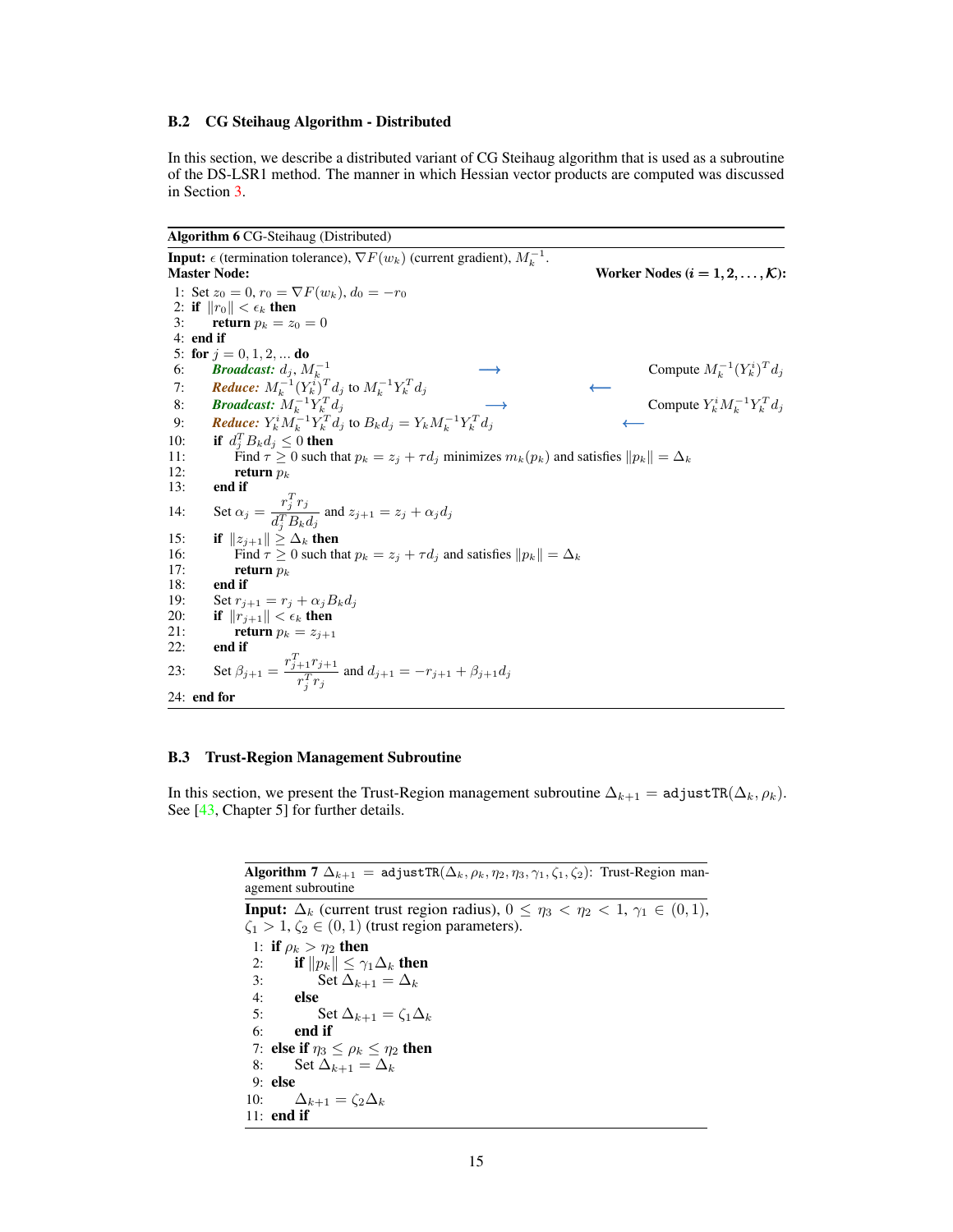### B.2 CG Steihaug Algorithm - Distributed

In this section, we describe a distributed variant of CG Steihaug algorithm that is used as a subroutine of the DS-LSR1 method. The manner in which Hessian vector products are computed was discussed in Section 3.

**Algorithm 6** CG-Steihaug (Distributed)

**Input:** $\epsilon$ (termination tolerance), $\nabla F(w_k)$ (current gradient), $M_k^{-1}$.

**Master Node:** &emsp;&emsp;&emsp;&emsp;&emsp;&emsp;&emsp;&emsp;&emsp;&emsp;&emsp;&emsp;&emsp;&emsp;&emsp;&emsp;&emsp;&emsp;&emsp;&emsp;&emsp;&emsp; **Worker Nodes ($i = 1, 2, \ldots, \mathcal{K}$):**

1: Set $z_0 = 0$, $r_0 = \nabla F(w_k)$, $d_0 = -r_0$
2: **if** $\|r_0\| < \epsilon_k$ **then**
3: &emsp; **return** $p_k = z_0 = 0$
4: **end if**
5: **for** $j = 0, 1, 2, \ldots$ **do**
6: &emsp; ***Broadcast:*** $d_j$, $M_k^{-1}$ &emsp; $\longrightarrow$ &emsp; Compute $M_k^{-1}(Y_k^i)^T d_j$
7: &emsp; ***Reduce:*** $M_k^{-1}(Y_k^i)^T d_j$ to $M_k^{-1} Y_k^T d_j$ &emsp; $\longleftarrow$
8: &emsp; ***Broadcast:*** $M_k^{-1} Y_k^T d_j$ &emsp; $\longrightarrow$ &emsp; Compute $Y_k^i M_k^{-1} Y_k^T d_j$
9: &emsp; ***Reduce:*** $Y_k^i M_k^{-1} Y_k^T d_j$ to $B_k d_j = Y_k M_k^{-1} Y_k^T d_j$ &emsp; $\longleftarrow$
10: &emsp; **if** $d_j^T B_k d_j \leq 0$ **then**
11: &emsp;&emsp; Find $\tau \geq 0$ such that $p_k = z_j + \tau d_j$ minimizes $m_k(p_k)$ and satisfies $\|p_k\| = \Delta_k$
12: &emsp;&emsp; **return** $p_k$
13: &emsp; **end if**
14: &emsp; Set $\alpha_j = \dfrac{r_j^T r_j}{d_j^T B_k d_j}$ and $z_{j+1} = z_j + \alpha_j d_j$
15: &emsp; **if** $\|z_{j+1}\| \geq \Delta_k$ **then**
16: &emsp;&emsp; Find $\tau \geq 0$ such that $p_k = z_j + \tau d_j$ and satisfies $\|p_k\| = \Delta_k$
17: &emsp;&emsp; **return** $p_k$
18: &emsp; **end if**
19: &emsp; Set $r_{j+1} = r_j + \alpha_j B_k d_j$
20: &emsp; **if** $\|r_{j+1}\| < \epsilon_k$ **then**
21: &emsp;&emsp; **return** $p_k = z_{j+1}$
22: &emsp; **end if**
23: &emsp; Set $\beta_{j+1} = \dfrac{r_{j+1}^T r_{j+1}}{r_j^T r_j}$ and $d_{j+1} = -r_{j+1} + \beta_{j+1} d_j$
24: **end for**

### B.3 Trust-Region Management Subroutine

In this section, we present the Trust-Region management subroutine $\Delta_{k+1} = \texttt{adjustTR}(\Delta_k, \rho_k)$. See [43, Chapter 5] for further details.

**Algorithm 7** $\Delta_{k+1} = \texttt{adjustTR}(\Delta_k, \rho_k, \eta_2, \eta_3, \gamma_1, \zeta_1, \zeta_2)$: Trust-Region management subroutine

**Input:** $\Delta_k$ (current trust region radius), $0 \leq \eta_3 < \eta_2 < 1$, $\gamma_1 \in (0, 1)$, $\zeta_1 > 1$, $\zeta_2 \in (0, 1)$ (trust region parameters).

1: **if** $\rho_k > \eta_2$ **then**
2: &emsp; **if** $\|p_k\| \leq \gamma_1 \Delta_k$ **then**
3: &emsp;&emsp; Set $\Delta_{k+1} = \Delta_k$
4: &emsp; **else**
5: &emsp;&emsp; Set $\Delta_{k+1} = \zeta_1 \Delta_k$
6: &emsp; **end if**
7: **else if** $\eta_3 \leq \rho_k \leq \eta_2$ **then**
8: &emsp; Set $\Delta_{k+1} = \Delta_k$
9: **else**
10: &emsp; $\Delta_{k+1} = \zeta_2 \Delta_k$
11: **end if**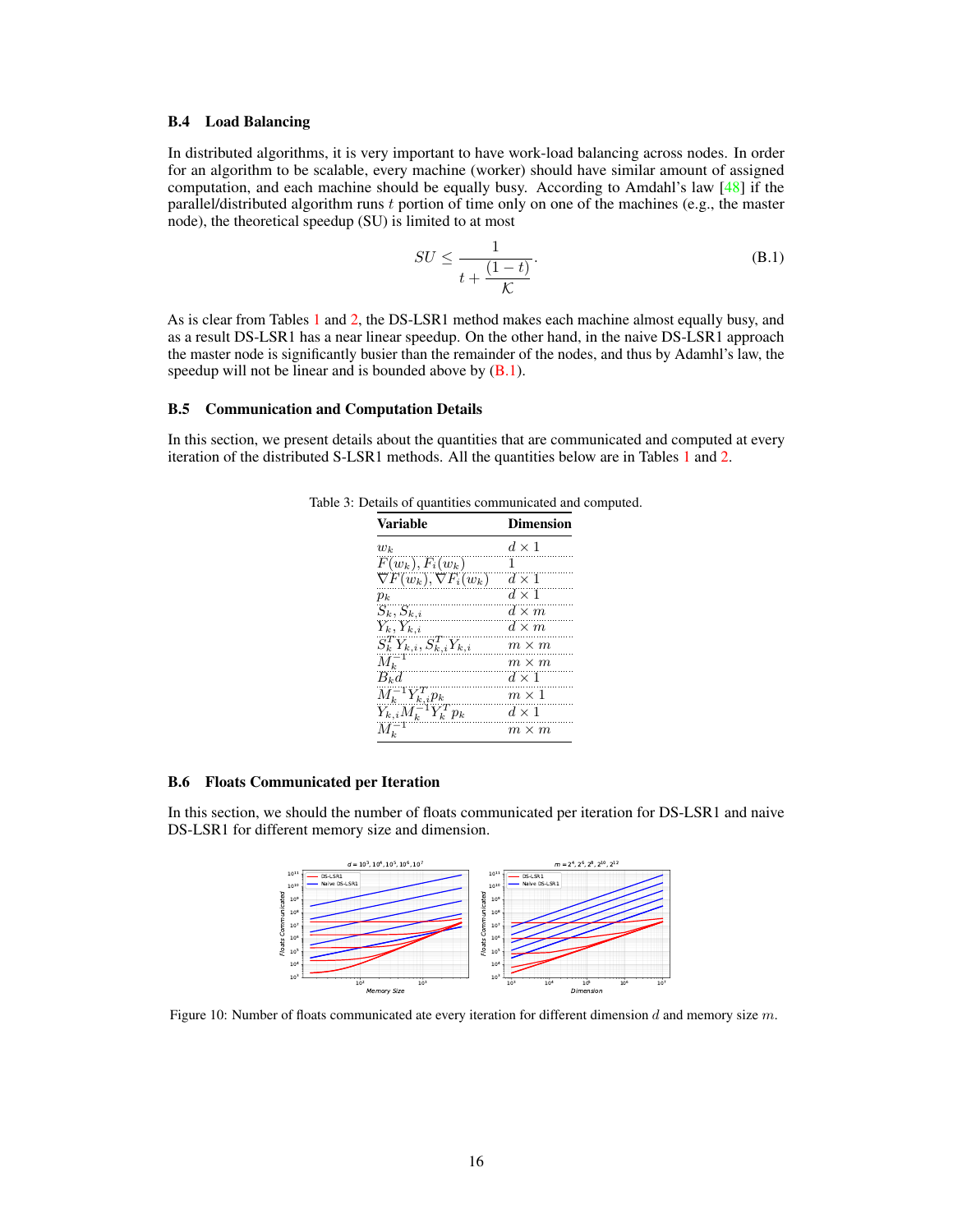### B.4 Load Balancing

In distributed algorithms, it is very important to have work-load balancing across nodes. In order for an algorithm to be scalable, every machine (worker) should have similar amount of assigned computation, and each machine should be equally busy. According to Amdahl's law [48] if the parallel/distributed algorithm runs $t$ portion of time only on one of the machines (e.g., the master node), the theoretical speedup (SU) is limited to at most

$$SU \leq \frac{1}{t + \frac{(1-t)}{\mathcal{K}}}. \tag{B.1}$$

As is clear from Tables 1 and 2, the DS-LSR1 method makes each machine almost equally busy, and as a result DS-LSR1 has a near linear speedup. On the other hand, in the naive DS-LSR1 approach the master node is significantly busier than the remainder of the nodes, and thus by Adamhl's law, the speedup will not be linear and is bounded above by (B.1).

### B.5 Communication and Computation Details

In this section, we present details about the quantities that are communicated and computed at every iteration of the distributed S-LSR1 methods. All the quantities below are in Tables 1 and 2.

Table 3: Details of quantities communicated and computed.

| Variable | Dimension |
|---|---|
| $w_k$ | $d \times 1$ |
| $F(w_k), F_i(w_k)$ | $1$ |
| $\nabla F(w_k), \nabla F_i(w_k)$ | $d \times 1$ |
| $p_k$ | $d \times 1$ |
| $S_k, S_{k,i}$ | $d \times m$ |
| $Y_k, Y_{k,i}$ | $d \times m$ |
| $S_k^T Y_{k,i}, S_{k,i}^T Y_{k,i}$ | $m \times m$ |
| $M_k^{-1}$ | $m \times m$ |
| $B_k d$ | $d \times 1$ |
| $M_k^{-1} Y_{k,i}^T p_k$ | $m \times 1$ |
| $Y_{k,i} M_k^{-1} Y_k^T p_k$ | $d \times 1$ |
| $M_k^{-1}$ | $m \times m$ |

### B.6 Floats Communicated per Iteration

In this section, we should the number of floats communicated per iteration for DS-LSR1 and naive DS-LSR1 for different memory size and dimension.

Figure 10: Number of floats communicated ate every iteration for different dimension $d$ and memory size $m$.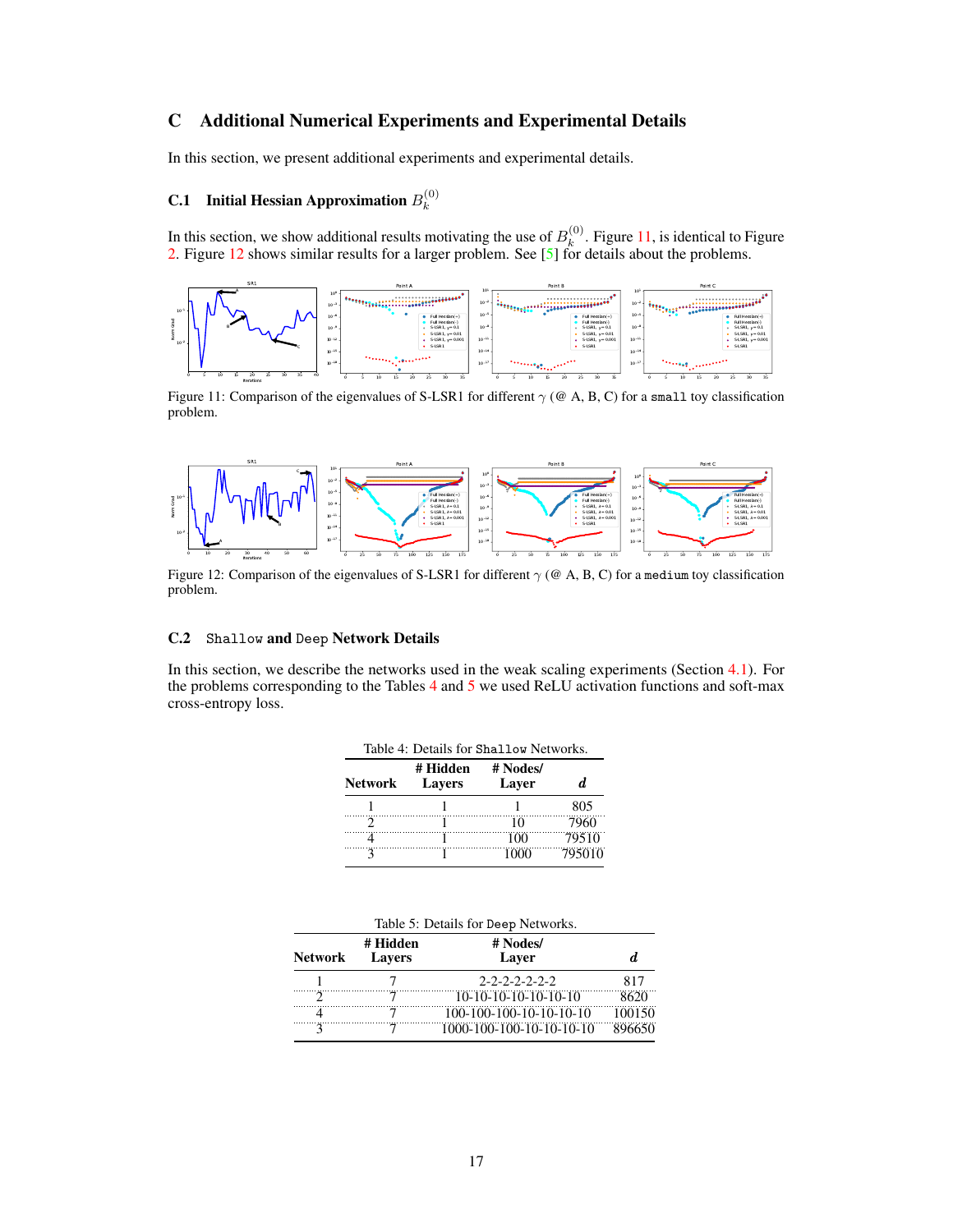# C Additional Numerical Experiments and Experimental Details

In this section, we present additional experiments and experimental details.

## C.1 Initial Hessian Approximation $B_k^{(0)}$

In this section, we show additional results motivating the use of $B_k^{(0)}$. Figure 11, is identical to Figure 2. Figure 12 shows similar results for a larger problem. See [5] for details about the problems.

Figure 11: Comparison of the eigenvalues of S-LSR1 for different $\gamma$ (@ A, B, C) for a `small` toy classification problem.

Figure 12: Comparison of the eigenvalues of S-LSR1 for different $\gamma$ (@ A, B, C) for a `medium` toy classification problem.

## C.2 `Shallow` and `Deep` Network Details

In this section, we describe the networks used in the weak scaling experiments (Section 4.1). For the problems corresponding to the Tables 4 and 5 we used ReLU activation functions and soft-max cross-entropy loss.

Table 4: Details for `Shallow` Networks.

| Network | # Hidden Layers | # Nodes/ Layer | *d* |
|---|---|---|---|
| 1 | 1 | 1 | 805 |
| 2 | 1 | 10 | 7960 |
| 4 | 1 | 100 | 79510 |
| 3 | 1 | 1000 | 795010 |

Table 5: Details for `Deep` Networks.

| Network | # Hidden Layers | # Nodes/ Layer | *d* |
|---|---|---|---|
| 1 | 7 | 2-2-2-2-2-2-2 | 817 |
| 2 | 7 | 10-10-10-10-10-10-10 | 8620 |
| 4 | 7 | 100-100-100-10-10-10-10 | 100150 |
| 3 | 7 | 1000-100-100-10-10-10-10 | 896650 |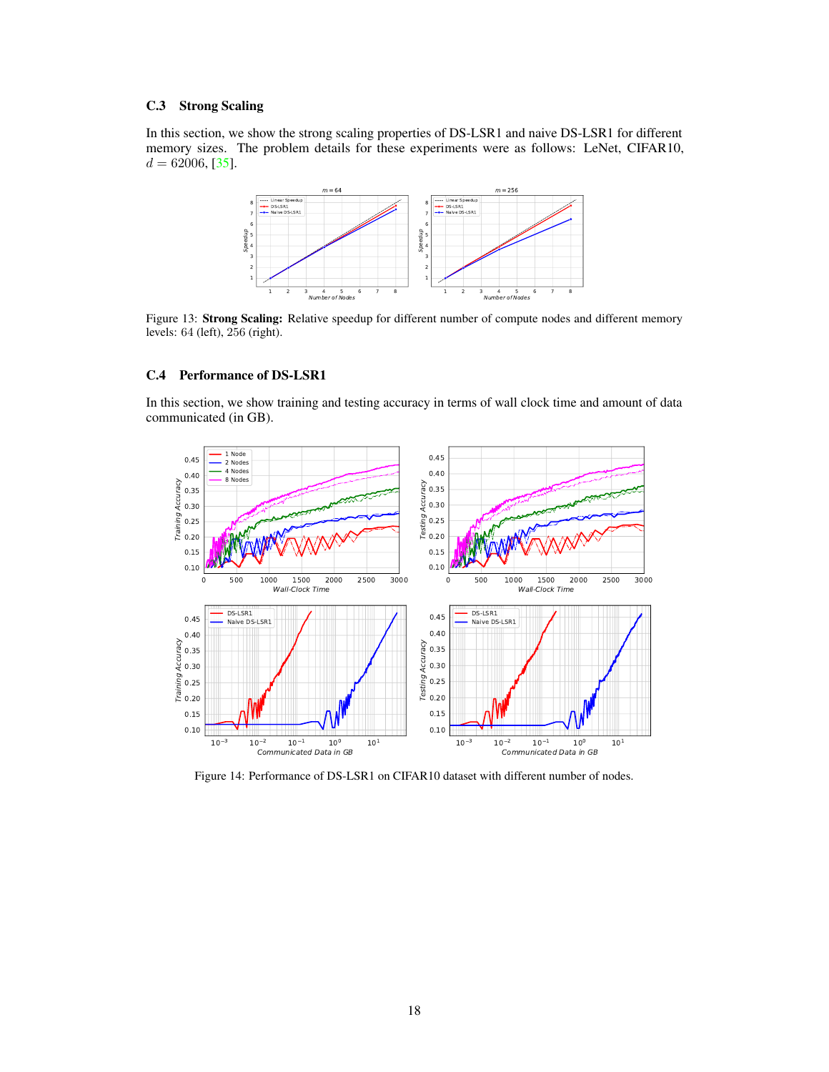### C.3 Strong Scaling

In this section, we show the strong scaling properties of DS-LSR1 and naive DS-LSR1 for different memory sizes. The problem details for these experiments were as follows: LeNet, CIFAR10, $d = 62006$, [35].

m = 64

Linear Speedup
DS-LSR1
Naive DS-LSR1

Speedup

Number of Nodes

m = 256

Linear Speedup
DS-LSR1
Naive DS-LSR1

Speedup

Number of Nodes

Figure 13: **Strong Scaling:** Relative speedup for different number of compute nodes and different memory levels: 64 (left), 256 (right).

### C.4 Performance of DS-LSR1

In this section, we show training and testing accuracy in terms of wall clock time and amount of data communicated (in GB).

1 Node
2 Nodes
4 Nodes
8 Nodes

Training Accuracy

Wall-Clock Time

Testing Accuracy

Wall-Clock Time

DS-LSR1
Naive DS-LSR1

Training Accuracy

Communicated Data in GB

DS-LSR1
Naive DS-LSR1

Testing Accuracy

Communicated Data in GB

Figure 14: Performance of DS-LSR1 on CIFAR10 dataset with different number of nodes.